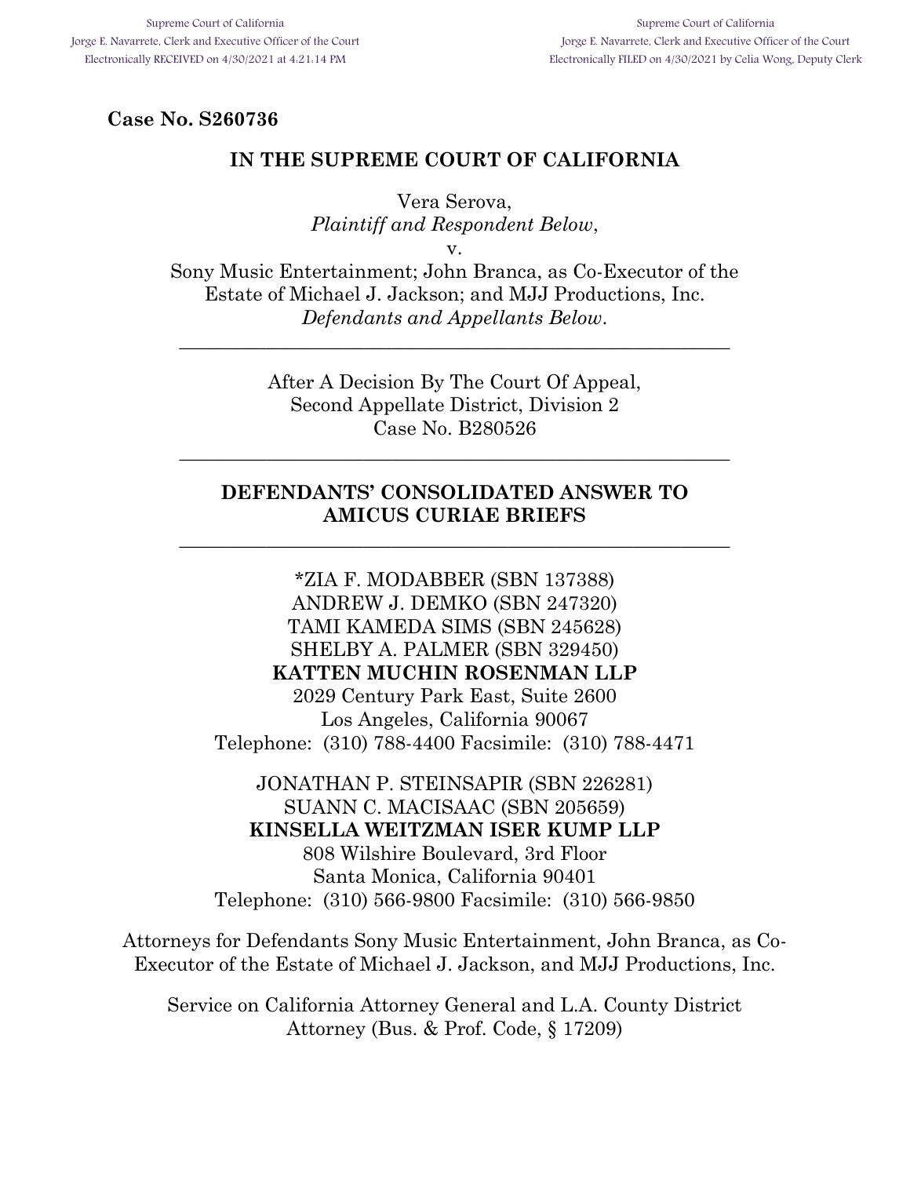Supreme Court of California
Jorge E. Navarrete, Clerk and Executive Officer of the Court
Electronically RECEIVED on 4/30/2021 at 4:21:14 PM

Supreme Court of California
Jorge E. Navarrete, Clerk and Executive Officer of the Court
Electronically FILED on 4/30/2021 by Celia Wong, Deputy Clerk

**Case No. S260736**

**IN THE SUPREME COURT OF CALIFORNIA**

Vera Serova,
*Plaintiff and Respondent Below*,
v.
Sony Music Entertainment; John Branca, as Co-Executor of the Estate of Michael J. Jackson; and MJJ Productions, Inc.
*Defendants and Appellants Below*.

---

After A Decision By The Court Of Appeal,
Second Appellate District, Division 2
Case No. B280526

---

**DEFENDANTS' CONSOLIDATED ANSWER TO AMICUS CURIAE BRIEFS**

---

*ZIA F. MODABBER (SBN 137388)
ANDREW J. DEMKO (SBN 247320)
TAMI KAMEDA SIMS (SBN 245628)
SHELBY A. PALMER (SBN 329450)
**KATTEN MUCHIN ROSENMAN LLP**
2029 Century Park East, Suite 2600
Los Angeles, California 90067
Telephone: (310) 788-4400 Facsimile: (310) 788-4471

JONATHAN P. STEINSAPIR (SBN 226281)
SUANN C. MACISAAC (SBN 205659)
**KINSELLA WEITZMAN ISER KUMP LLP**
808 Wilshire Boulevard, 3rd Floor
Santa Monica, California 90401
Telephone: (310) 566-9800 Facsimile: (310) 566-9850

Attorneys for Defendants Sony Music Entertainment, John Branca, as Co-Executor of the Estate of Michael J. Jackson, and MJJ Productions, Inc.

Service on California Attorney General and L.A. County District Attorney (Bus. & Prof. Code, § 17209)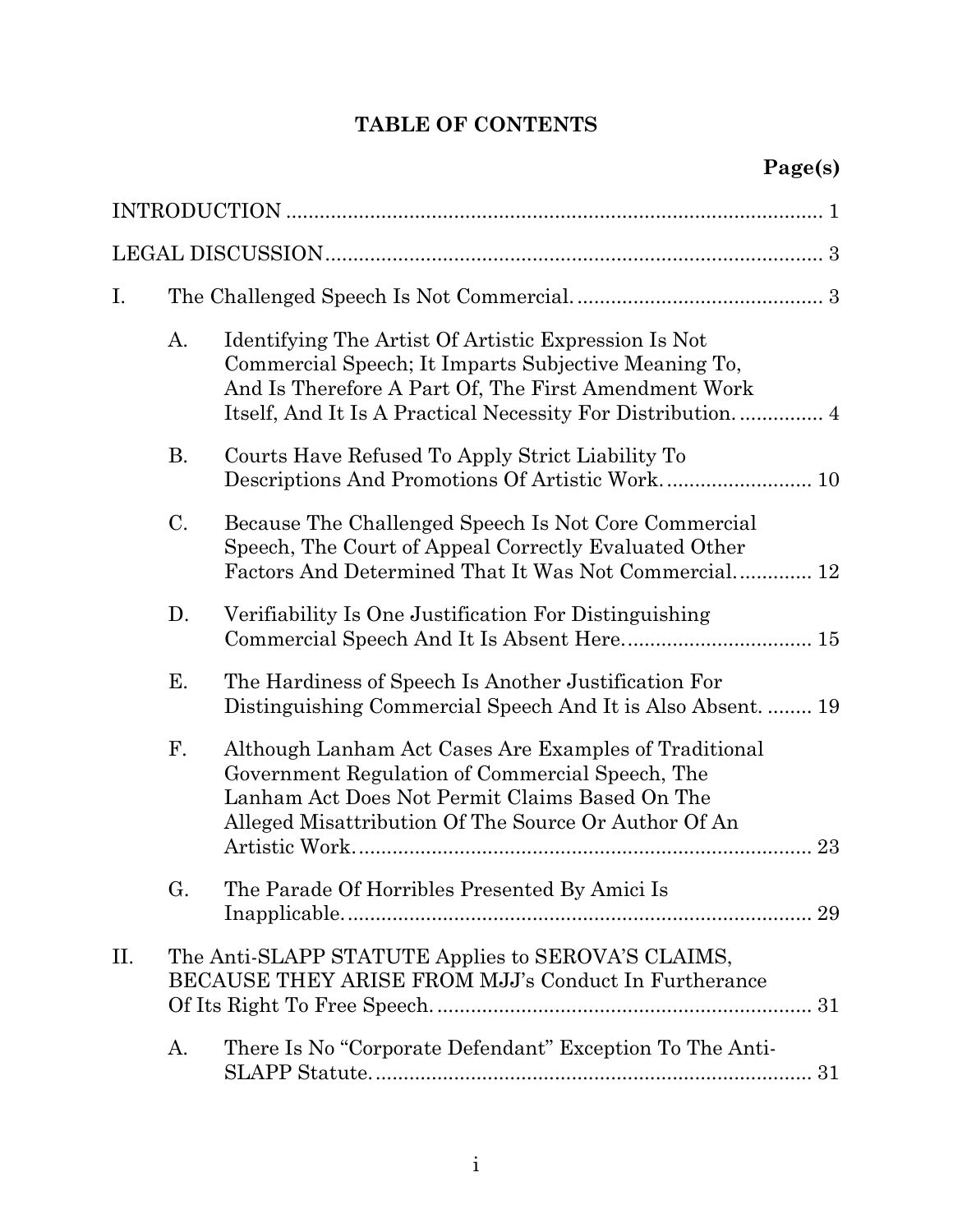# TABLE OF CONTENTS

| | | Page(s) |
|---|---|---|
| INTRODUCTION | | 1 |
| LEGAL DISCUSSION | | 3 |
| I. | The Challenged Speech Is Not Commercial. | 3 |
| A. | Identifying The Artist Of Artistic Expression Is Not Commercial Speech; It Imparts Subjective Meaning To, And Is Therefore A Part Of, The First Amendment Work Itself, And It Is A Practical Necessity For Distribution. | 4 |
| B. | Courts Have Refused To Apply Strict Liability To Descriptions And Promotions Of Artistic Work. | 10 |
| C. | Because The Challenged Speech Is Not Core Commercial Speech, The Court of Appeal Correctly Evaluated Other Factors And Determined That It Was Not Commercial. | 12 |
| D. | Verifiability Is One Justification For Distinguishing Commercial Speech And It Is Absent Here. | 15 |
| E. | The Hardiness of Speech Is Another Justification For Distinguishing Commercial Speech And It is Also Absent. | 19 |
| F. | Although Lanham Act Cases Are Examples of Traditional Government Regulation of Commercial Speech, The Lanham Act Does Not Permit Claims Based On The Alleged Misattribution Of The Source Or Author Of An Artistic Work. | 23 |
| G. | The Parade Of Horribles Presented By Amici Is Inapplicable. | 29 |
| II. | The Anti-SLAPP STATUTE Applies to SEROVA'S CLAIMS, BECAUSE THEY ARISE FROM MJJ's Conduct In Furtherance Of Its Right To Free Speech. | 31 |
| A. | There Is No "Corporate Defendant" Exception To The Anti-SLAPP Statute. | 31 |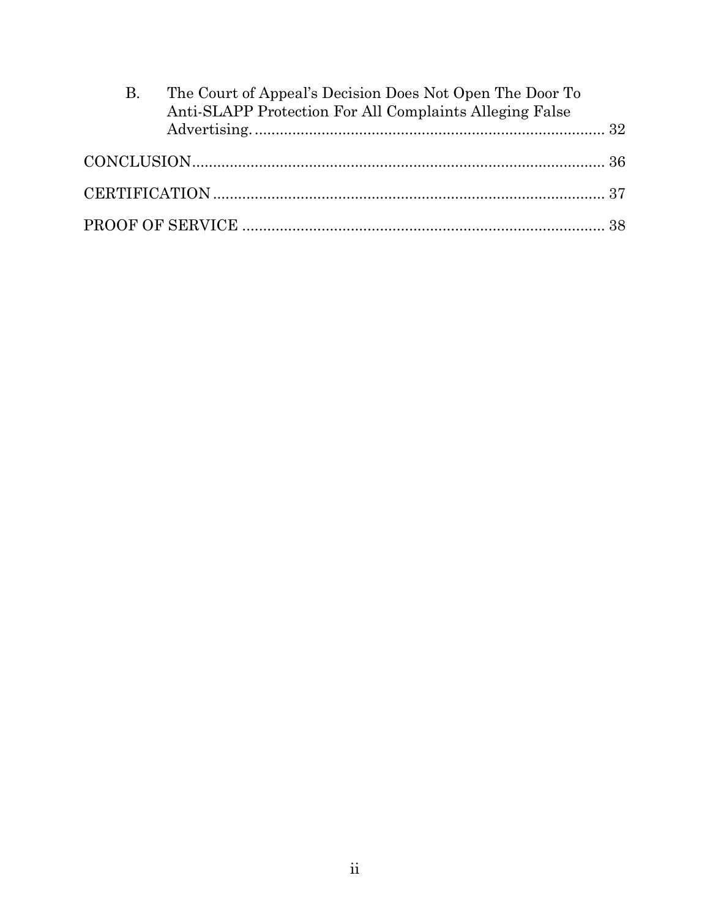B. The Court of Appeal's Decision Does Not Open The Door To Anti-SLAPP Protection For All Complaints Alleging False Advertising. .................................................................................... 32

CONCLUSION................................................................................................. 36

CERTIFICATION ............................................................................................ 37

PROOF OF SERVICE ...................................................................................... 38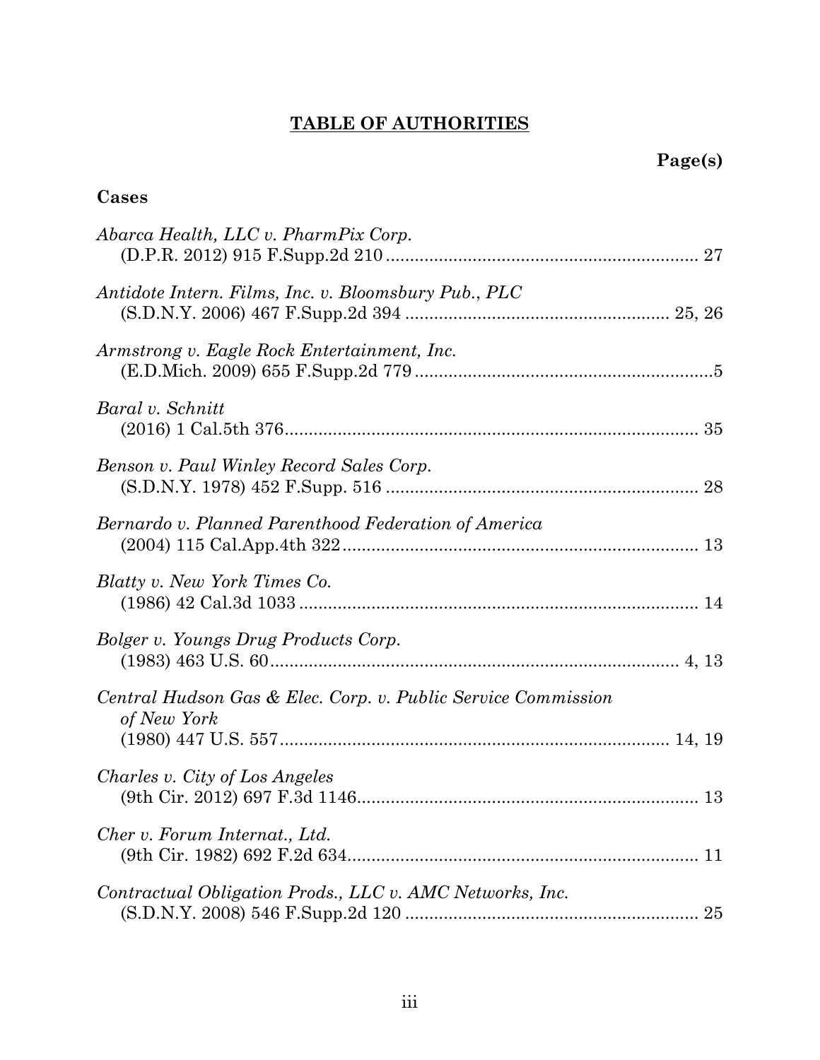## **TABLE OF AUTHORITIES**

**Page(s)**

### **Cases**

*Abarca Health, LLC v. PharmPix Corp.*
(D.P.R. 2012) 915 F.Supp.2d 210 .................................................................. 27

*Antidote Intern. Films, Inc. v. Bloomsbury Pub., PLC*
(S.D.N.Y. 2006) 467 F.Supp.2d 394 ....................................................... 25, 26

*Armstrong v. Eagle Rock Entertainment, Inc.*
(E.D.Mich. 2009) 655 F.Supp.2d 779 ..............................................................5

*Baral v. Schnitt*
(2016) 1 Cal.5th 376...................................................................................... 35

*Benson v. Paul Winley Record Sales Corp.*
(S.D.N.Y. 1978) 452 F.Supp. 516 ................................................................. 28

*Bernardo v. Planned Parenthood Federation of America*
(2004) 115 Cal.App.4th 322.......................................................................... 13

*Blatty v. New York Times Co.*
(1986) 42 Cal.3d 1033 ................................................................................... 14

*Bolger v. Youngs Drug Products Corp.*
(1983) 463 U.S. 60...................................................................................... 4, 13

*Central Hudson Gas & Elec. Corp. v. Public Service Commission of New York*
(1980) 447 U.S. 557................................................................................. 14, 19

*Charles v. City of Los Angeles*
(9th Cir. 2012) 697 F.3d 1146....................................................................... 13

*Cher v. Forum Internat., Ltd.*
(9th Cir. 1982) 692 F.2d 634......................................................................... 11

*Contractual Obligation Prods., LLC v. AMC Networks, Inc.*
(S.D.N.Y. 2008) 546 F.Supp.2d 120 ............................................................. 25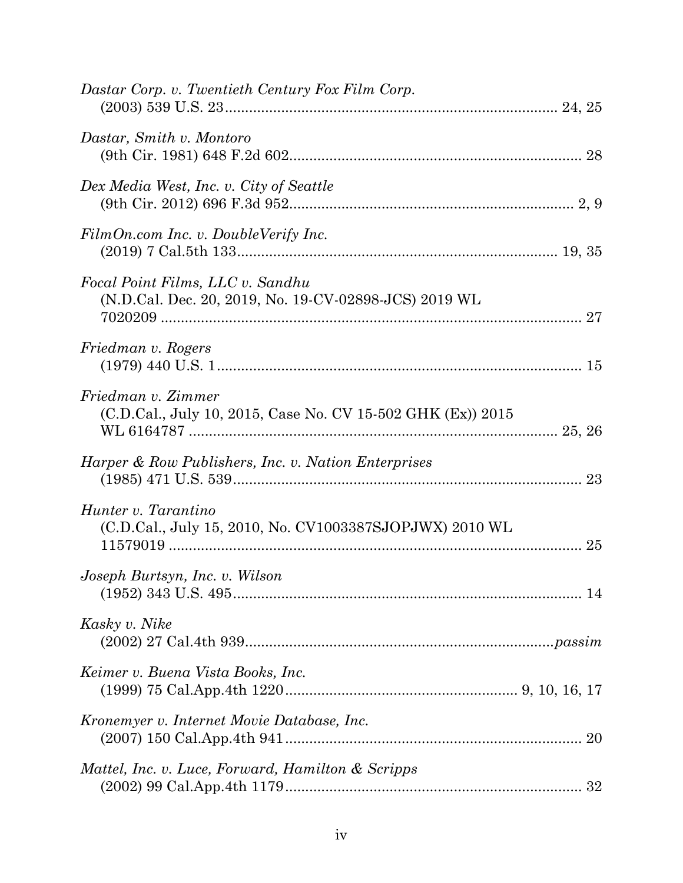*Dastar Corp. v. Twentieth Century Fox Film Corp.*
(2003) 539 U.S. 23 .................................................................................. 24, 25

*Dastar, Smith v. Montoro*
(9th Cir. 1981) 648 F.2d 602 ........................................................................ 28

*Dex Media West, Inc. v. City of Seattle*
(9th Cir. 2012) 696 F.3d 952 ...................................................................... 2, 9

*FilmOn.com Inc. v. DoubleVerify Inc.*
(2019) 7 Cal.5th 133 ............................................................................... 19, 35

*Focal Point Films, LLC v. Sandhu*
(N.D.Cal. Dec. 20, 2019, No. 19-CV-02898-JCS) 2019 WL 7020209 ......................................................................................... 27

*Friedman v. Rogers*
(1979) 440 U.S. 1 .......................................................................................... 15

*Friedman v. Zimmer*
(C.D.Cal., July 10, 2015, Case No. CV 15-502 GHK (Ex)) 2015 WL 6164787 ......................................................................................... 25, 26

*Harper & Row Publishers, Inc. v. Nation Enterprises*
(1985) 471 U.S. 539 ...................................................................................... 23

*Hunter v. Tarantino*
(C.D.Cal., July 15, 2010, No. CV1003387SJOPJWX) 2010 WL 11579019 ....................................................................................................... 25

*Joseph Burtsyn, Inc. v. Wilson*
(1952) 343 U.S. 495 ...................................................................................... 14

*Kasky v. Nike*
(2002) 27 Cal.4th 939 ................................................................................ *passim*

*Keimer v. Buena Vista Books, Inc.*
(1999) 75 Cal.App.4th 1220 ......................................................... 9, 10, 16, 17

*Kronemyer v. Internet Movie Database, Inc.*
(2007) 150 Cal.App.4th 941 .......................................................................... 20

*Mattel, Inc. v. Luce, Forward, Hamilton & Scripps*
(2002) 99 Cal.App.4th 1179 .......................................................................... 32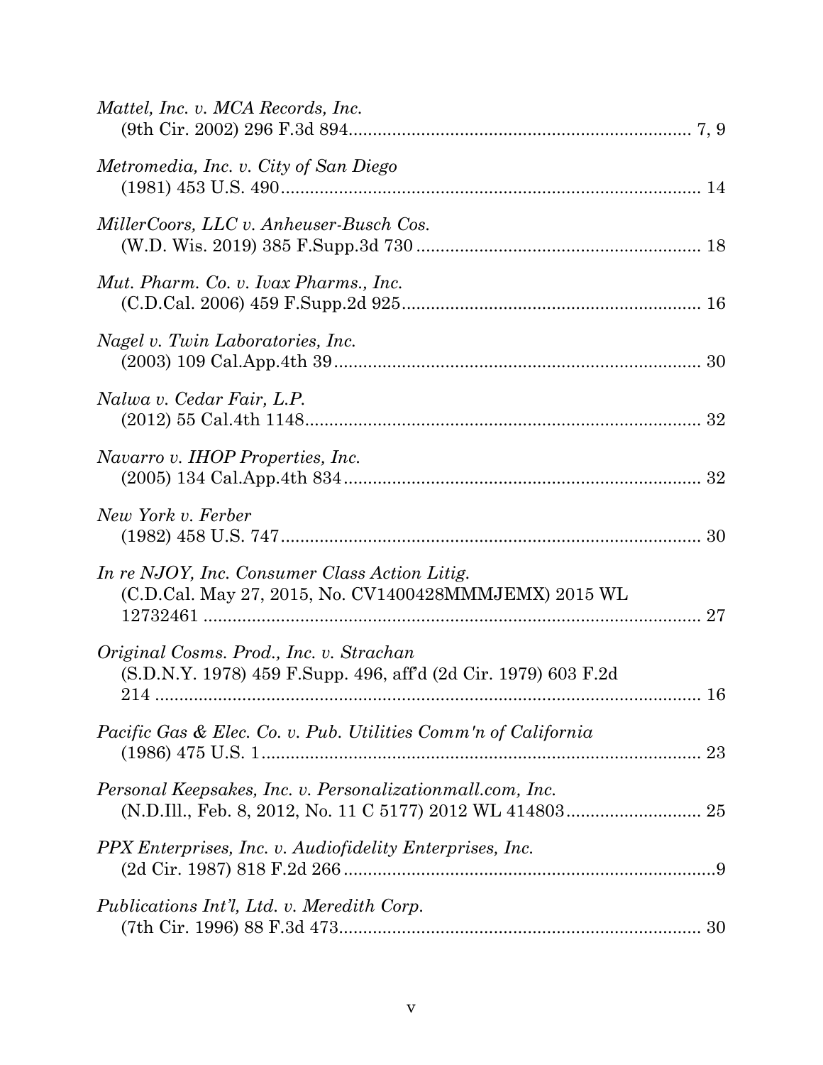*Mattel, Inc. v. MCA Records, Inc.*
(9th Cir. 2002) 296 F.3d 894 ........................................................................ 7, 9

*Metromedia, Inc. v. City of San Diego*
(1981) 453 U.S. 490 ........................................................................................ 14

*MillerCoors, LLC v. Anheuser-Busch Cos.*
(W.D. Wis. 2019) 385 F.Supp.3d 730 ............................................................ 18

*Mut. Pharm. Co. v. Ivax Pharms., Inc.*
(C.D.Cal. 2006) 459 F.Supp.2d 925 .............................................................. 16

*Nagel v. Twin Laboratories, Inc.*
(2003) 109 Cal.App.4th 39 ............................................................................. 30

*Nalwa v. Cedar Fair, L.P.*
(2012) 55 Cal.4th 1148 .................................................................................. 32

*Navarro v. IHOP Properties, Inc.*
(2005) 134 Cal.App.4th 834 ........................................................................... 32

*New York v. Ferber*
(1982) 458 U.S. 747 ........................................................................................ 30

*In re NJOY, Inc. Consumer Class Action Litig.*
(C.D.Cal. May 27, 2015, No. CV1400428MMMJEMX) 2015 WL 12732461 ......................................................................................................... 27

*Original Cosms. Prod., Inc. v. Strachan*
(S.D.N.Y. 1978) 459 F.Supp. 496, aff'd (2d Cir. 1979) 603 F.2d 214 ................................................................................................................... 16

*Pacific Gas & Elec. Co. v. Pub. Utilities Comm'n of California*
(1986) 475 U.S. 1 ............................................................................................ 23

*Personal Keepsakes, Inc. v. Personalizationmall.com, Inc.*
(N.D.Ill., Feb. 8, 2012, No. 11 C 5177) 2012 WL 414803 ............................ 25

*PPX Enterprises, Inc. v. Audiofidelity Enterprises, Inc.*
(2d Cir. 1987) 818 F.2d 266 ..............................................................................9

*Publications Int'l, Ltd. v. Meredith Corp.*
(7th Cir. 1996) 88 F.3d 473 ............................................................................ 30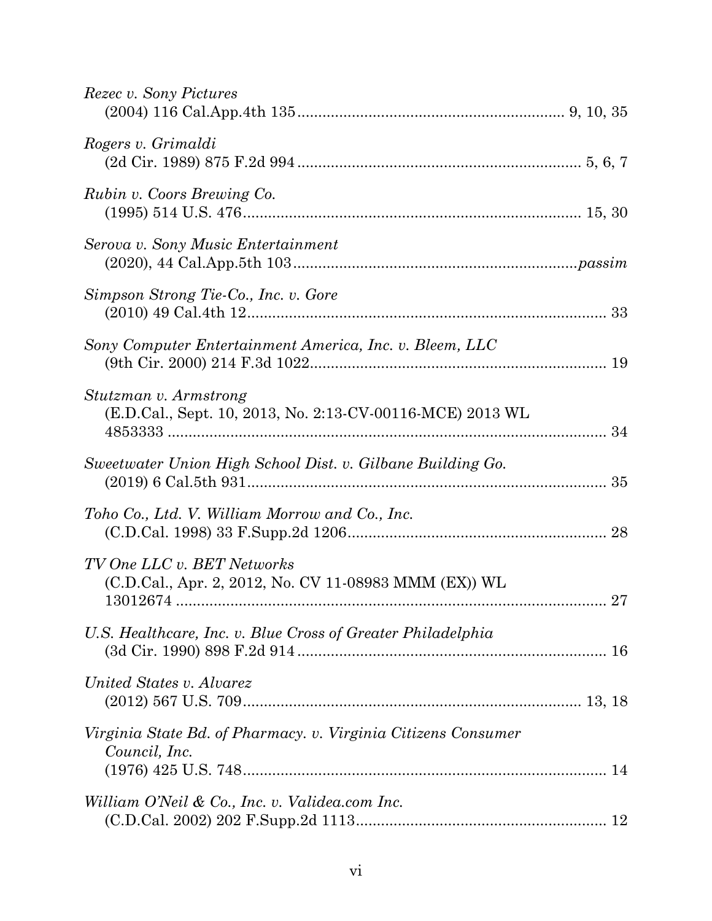*Rezec v. Sony Pictures*
(2004) 116 Cal.App.4th 135 ............................................................... 9, 10, 35

*Rogers v. Grimaldi*
(2d Cir. 1989) 875 F.2d 994 ................................................................... 5, 6, 7

*Rubin v. Coors Brewing Co.*
(1995) 514 U.S. 476 ............................................................................... 15, 30

*Serova v. Sony Music Entertainment*
(2020), 44 Cal.App.5th 103 .................................................................. *passim*

*Simpson Strong Tie-Co., Inc. v. Gore*
(2010) 49 Cal.4th 12 ..................................................................................... 33

*Sony Computer Entertainment America, Inc. v. Bleem, LLC*
(9th Cir. 2000) 214 F.3d 1022 ...................................................................... 19

*Stutzman v. Armstrong*
(E.D.Cal., Sept. 10, 2013, No. 2:13-CV-00116-MCE) 2013 WL 4853333 ......................................................................................................... 34

*Sweetwater Union High School Dist. v. Gilbane Building Go.*
(2019) 6 Cal.5th 931 ..................................................................................... 35

*Toho Co., Ltd. V. William Morrow and Co., Inc.*
(C.D.Cal. 1998) 33 F.Supp.2d 1206 .............................................................. 28

*TV One LLC v. BET Networks*
(C.D.Cal., Apr. 2, 2012, No. CV 11-08983 MMM (EX)) WL 13012674 ....................................................................................................... 27

*U.S. Healthcare, Inc. v. Blue Cross of Greater Philadelphia*
(3d Cir. 1990) 898 F.2d 914 ......................................................................... 16

*United States v. Alvarez*
(2012) 567 U.S. 709 ................................................................................ 13, 18

*Virginia State Bd. of Pharmacy. v. Virginia Citizens Consumer Council, Inc.*
(1976) 425 U.S. 748 ....................................................................................... 14

*William O'Neil & Co., Inc. v. Validea.com Inc.*
(C.D.Cal. 2002) 202 F.Supp.2d 1113 ........................................................... 12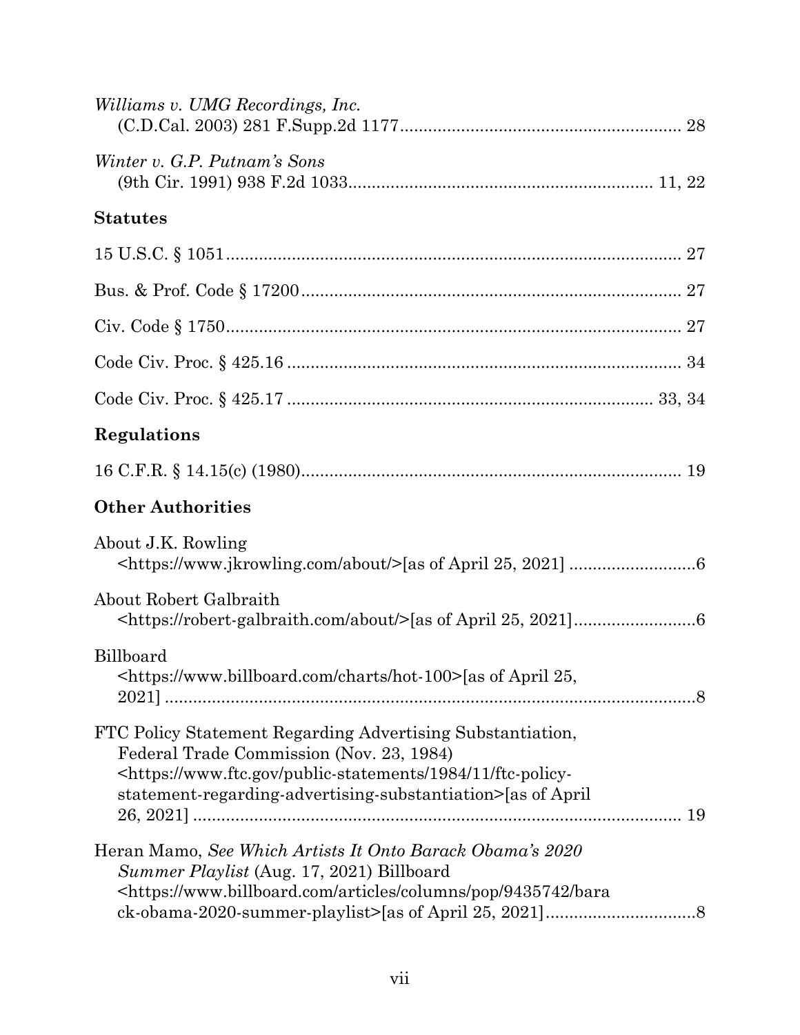*Williams v. UMG Recordings, Inc.*
(C.D.Cal. 2003) 281 F.Supp.2d 1177............................................................ 28

*Winter v. G.P. Putnam's Sons*
(9th Cir. 1991) 938 F.2d 1033................................................................. 11, 22

**Statutes**

15 U.S.C. § 1051................................................................................................ 27

Bus. & Prof. Code § 17200................................................................................ 27

Civ. Code § 1750................................................................................................ 27

Code Civ. Proc. § 425.16 .................................................................................. 34

Code Civ. Proc. § 425.17 ............................................................................ 33, 34

**Regulations**

16 C.F.R. § 14.15(c) (1980)................................................................................ 19

**Other Authorities**

About J.K. Rowling
<https://www.jkrowling.com/about/>[as of April 25, 2021] ..........................6

About Robert Galbraith
<https://robert-galbraith.com/about/>[as of April 25, 2021]..........................6

Billboard
<https://www.billboard.com/charts/hot-100>[as of April 25, 2021] ..................................................................................................8

FTC Policy Statement Regarding Advertising Substantiation, Federal Trade Commission (Nov. 23, 1984)
<https://www.ftc.gov/public-statements/1984/11/ftc-policy-statement-regarding-advertising-substantiation>[as of April 26, 2021] ....................................................................................... 19

Heran Mamo, *See Which Artists It Onto Barack Obama's 2020 Summer Playlist* (Aug. 17, 2021) Billboard
<https://www.billboard.com/articles/columns/pop/9435742/barack-obama-2020-summer-playlist>[as of April 25, 2021]...............................8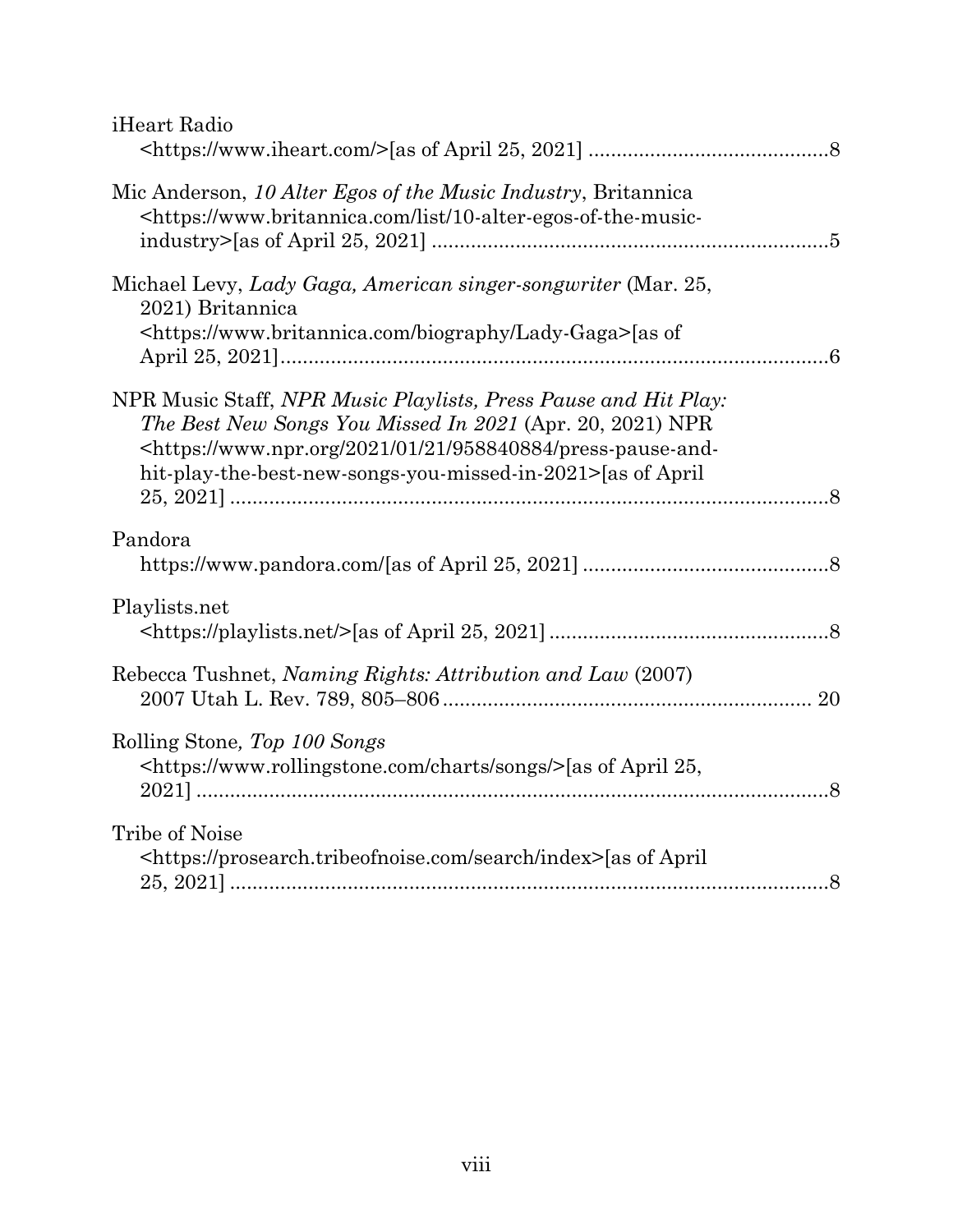iHeart Radio
<https://www.iheart.com/>[as of April 25, 2021] ..........................................8

Mic Anderson, *10 Alter Egos of the Music Industry*, Britannica
<https://www.britannica.com/list/10-alter-egos-of-the-music-industry>[as of April 25, 2021] .....................................................................5

Michael Levy, *Lady Gaga, American singer-songwriter* (Mar. 25, 2021) Britannica
<https://www.britannica.com/biography/Lady-Gaga>[as of April 25, 2021]..................................................................................6

NPR Music Staff, *NPR Music Playlists, Press Pause and Hit Play: The Best New Songs You Missed In 2021* (Apr. 20, 2021) NPR
<https://www.npr.org/2021/01/21/958840884/press-pause-and-hit-play-the-best-new-songs-you-missed-in-2021>[as of April 25, 2021] ..........................................................................................8

Pandora
https://www.pandora.com/[as of April 25, 2021] ...........................................8

Playlists.net
<https://playlists.net/>[as of April 25, 2021] .................................................8

Rebecca Tushnet, *Naming Rights: Attribution and Law* (2007)
2007 Utah L. Rev. 789, 805–806 ................................................................. 20

Rolling Stone*, Top 100 Songs*
<https://www.rollingstone.com/charts/songs/>[as of April 25, 2021] ..................................................................................................8

Tribe of Noise
<https://prosearch.tribeofnoise.com/search/index>[as of April 25, 2021] ..........................................................................................8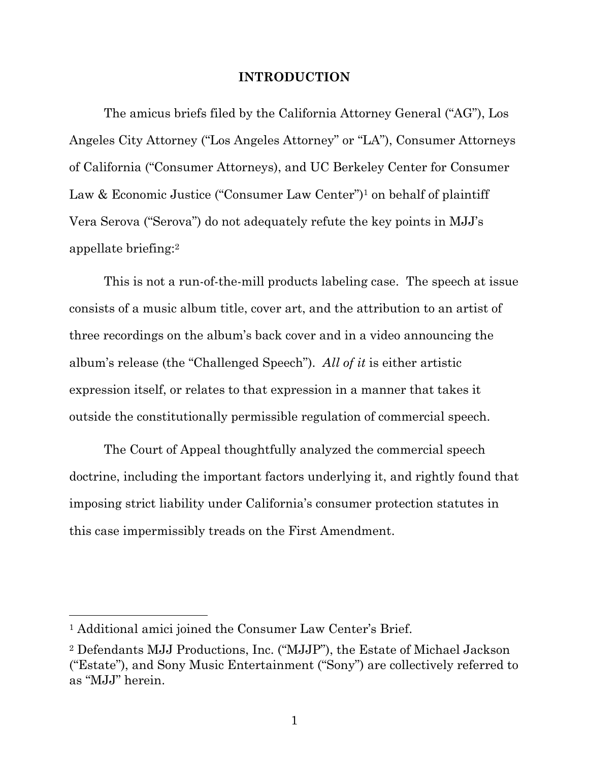## INTRODUCTION

The amicus briefs filed by the California Attorney General ("AG"), Los Angeles City Attorney ("Los Angeles Attorney" or "LA"), Consumer Attorneys of California ("Consumer Attorneys), and UC Berkeley Center for Consumer Law & Economic Justice ("Consumer Law Center")[1] on behalf of plaintiff Vera Serova ("Serova") do not adequately refute the key points in MJJ's appellate briefing:[2]

This is not a run-of-the-mill products labeling case. The speech at issue consists of a music album title, cover art, and the attribution to an artist of three recordings on the album's back cover and in a video announcing the album's release (the "Challenged Speech"). *All of it* is either artistic expression itself, or relates to that expression in a manner that takes it outside the constitutionally permissible regulation of commercial speech.

The Court of Appeal thoughtfully analyzed the commercial speech doctrine, including the important factors underlying it, and rightly found that imposing strict liability under California's consumer protection statutes in this case impermissibly treads on the First Amendment.

---

[1] Additional amici joined the Consumer Law Center's Brief.

[2] Defendants MJJ Productions, Inc. ("MJJP"), the Estate of Michael Jackson ("Estate"), and Sony Music Entertainment ("Sony") are collectively referred to as "MJJ" herein.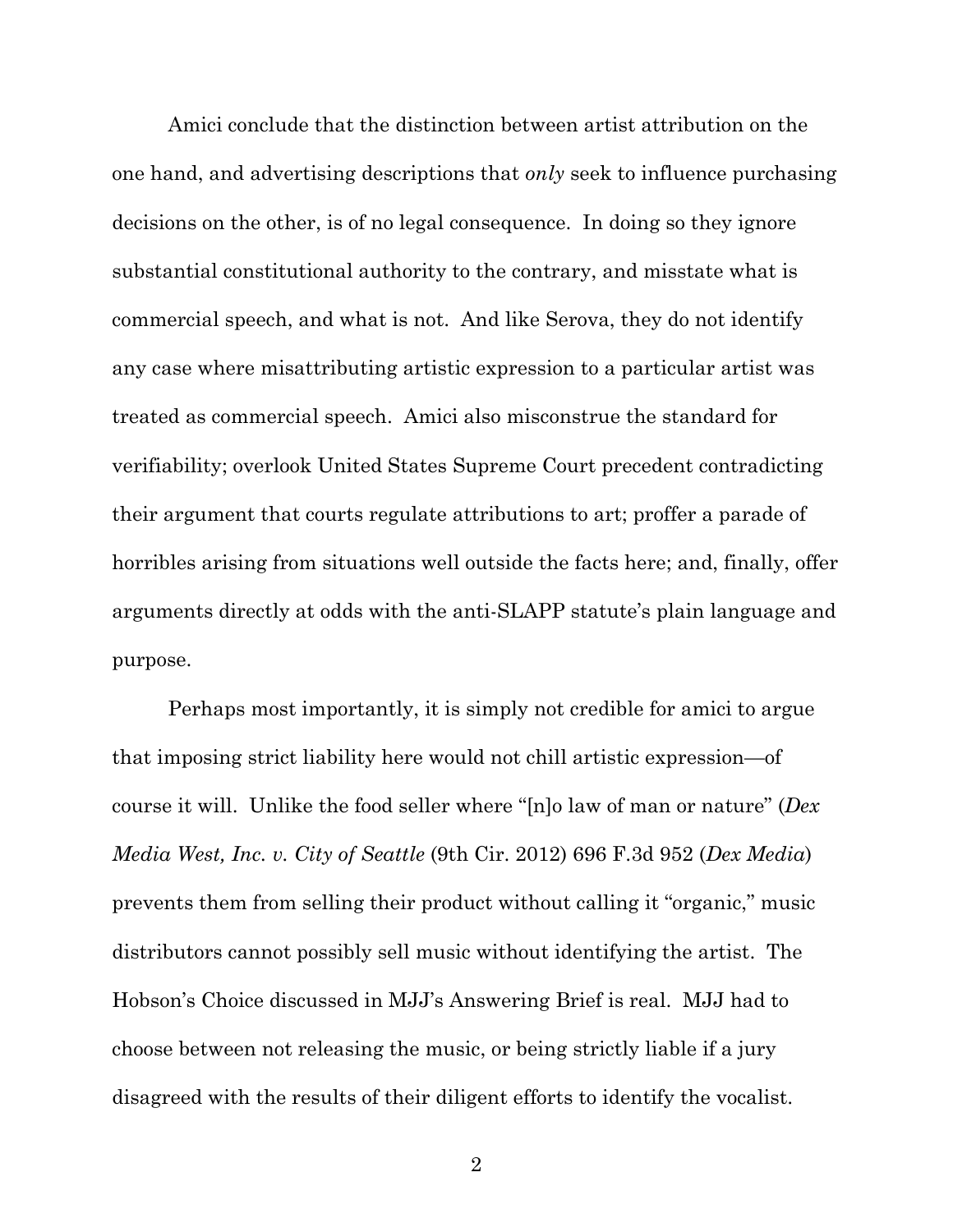Amici conclude that the distinction between artist attribution on the one hand, and advertising descriptions that *only* seek to influence purchasing decisions on the other, is of no legal consequence. In doing so they ignore substantial constitutional authority to the contrary, and misstate what is commercial speech, and what is not. And like Serova, they do not identify any case where misattributing artistic expression to a particular artist was treated as commercial speech. Amici also misconstrue the standard for verifiability; overlook United States Supreme Court precedent contradicting their argument that courts regulate attributions to art; proffer a parade of horribles arising from situations well outside the facts here; and, finally, offer arguments directly at odds with the anti-SLAPP statute's plain language and purpose.

Perhaps most importantly, it is simply not credible for amici to argue that imposing strict liability here would not chill artistic expression—of course it will. Unlike the food seller where "[n]o law of man or nature" (*Dex Media West, Inc. v. City of Seattle* (9th Cir. 2012) 696 F.3d 952 (*Dex Media*) prevents them from selling their product without calling it "organic," music distributors cannot possibly sell music without identifying the artist. The Hobson's Choice discussed in MJJ's Answering Brief is real. MJJ had to choose between not releasing the music, or being strictly liable if a jury disagreed with the results of their diligent efforts to identify the vocalist.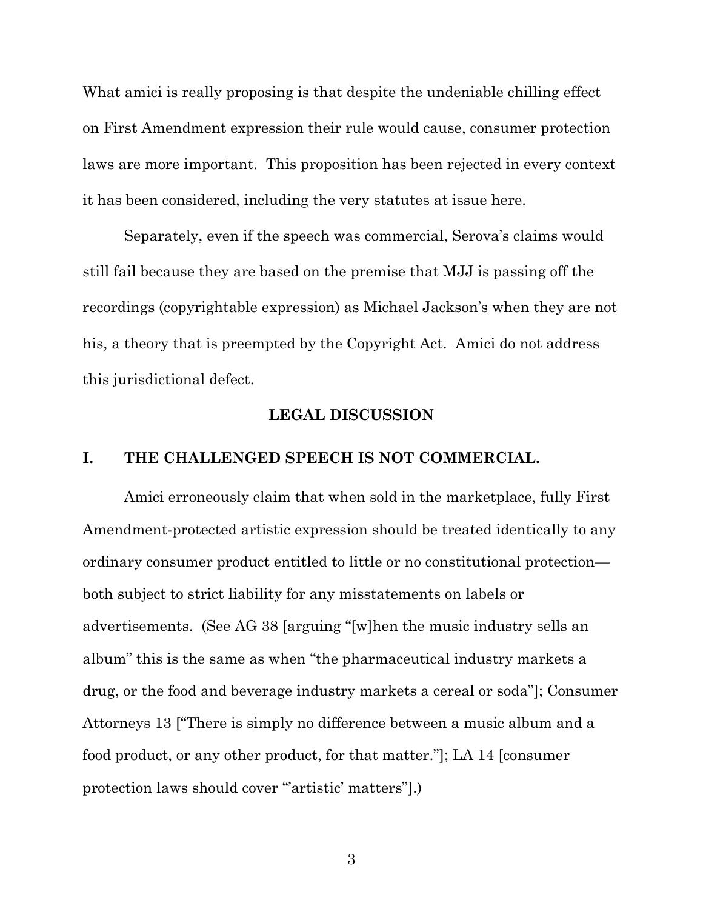What amici is really proposing is that despite the undeniable chilling effect on First Amendment expression their rule would cause, consumer protection laws are more important. This proposition has been rejected in every context it has been considered, including the very statutes at issue here.

Separately, even if the speech was commercial, Serova's claims would still fail because they are based on the premise that MJJ is passing off the recordings (copyrightable expression) as Michael Jackson's when they are not his, a theory that is preempted by the Copyright Act. Amici do not address this jurisdictional defect.

## LEGAL DISCUSSION

### I. THE CHALLENGED SPEECH IS NOT COMMERCIAL.

Amici erroneously claim that when sold in the marketplace, fully First Amendment-protected artistic expression should be treated identically to any ordinary consumer product entitled to little or no constitutional protection—both subject to strict liability for any misstatements on labels or advertisements. (See AG 38 [arguing "[w]hen the music industry sells an album" this is the same as when "the pharmaceutical industry markets a drug, or the food and beverage industry markets a cereal or soda"]; Consumer Attorneys 13 ["There is simply no difference between a music album and a food product, or any other product, for that matter."]; LA 14 [consumer protection laws should cover "'artistic' matters"].)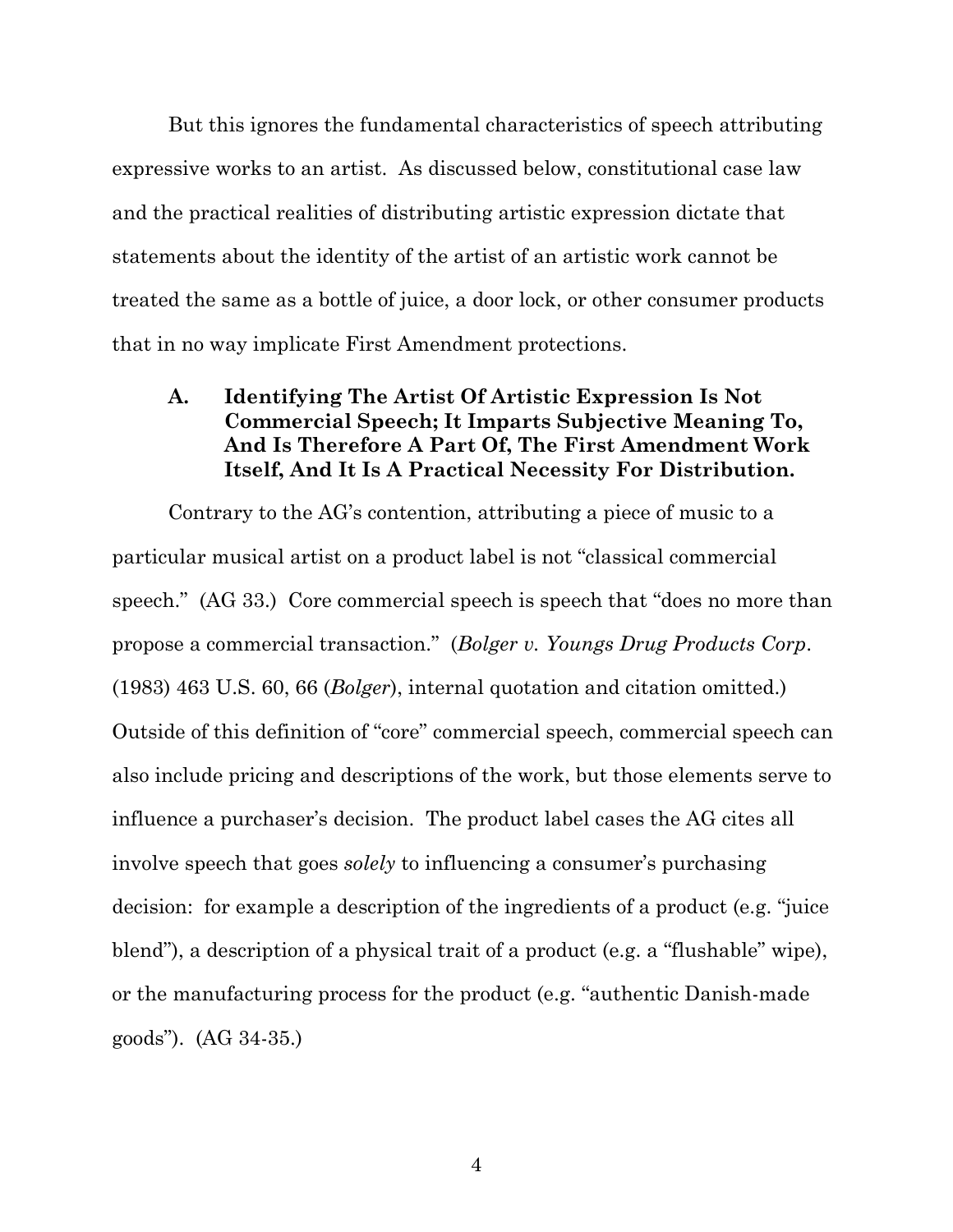But this ignores the fundamental characteristics of speech attributing expressive works to an artist. As discussed below, constitutional case law and the practical realities of distributing artistic expression dictate that statements about the identity of the artist of an artistic work cannot be treated the same as a bottle of juice, a door lock, or other consumer products that in no way implicate First Amendment protections.

### A. Identifying The Artist Of Artistic Expression Is Not Commercial Speech; It Imparts Subjective Meaning To, And Is Therefore A Part Of, The First Amendment Work Itself, And It Is A Practical Necessity For Distribution.

Contrary to the AG's contention, attributing a piece of music to a particular musical artist on a product label is not "classical commercial speech." (AG 33.) Core commercial speech is speech that "does no more than propose a commercial transaction." (*Bolger v. Youngs Drug Products Corp*. (1983) 463 U.S. 60, 66 (*Bolger*), internal quotation and citation omitted.) Outside of this definition of "core" commercial speech, commercial speech can also include pricing and descriptions of the work, but those elements serve to influence a purchaser's decision. The product label cases the AG cites all involve speech that goes *solely* to influencing a consumer's purchasing decision: for example a description of the ingredients of a product (e.g. "juice blend"), a description of a physical trait of a product (e.g. a "flushable" wipe), or the manufacturing process for the product (e.g. "authentic Danish-made goods"). (AG 34-35.)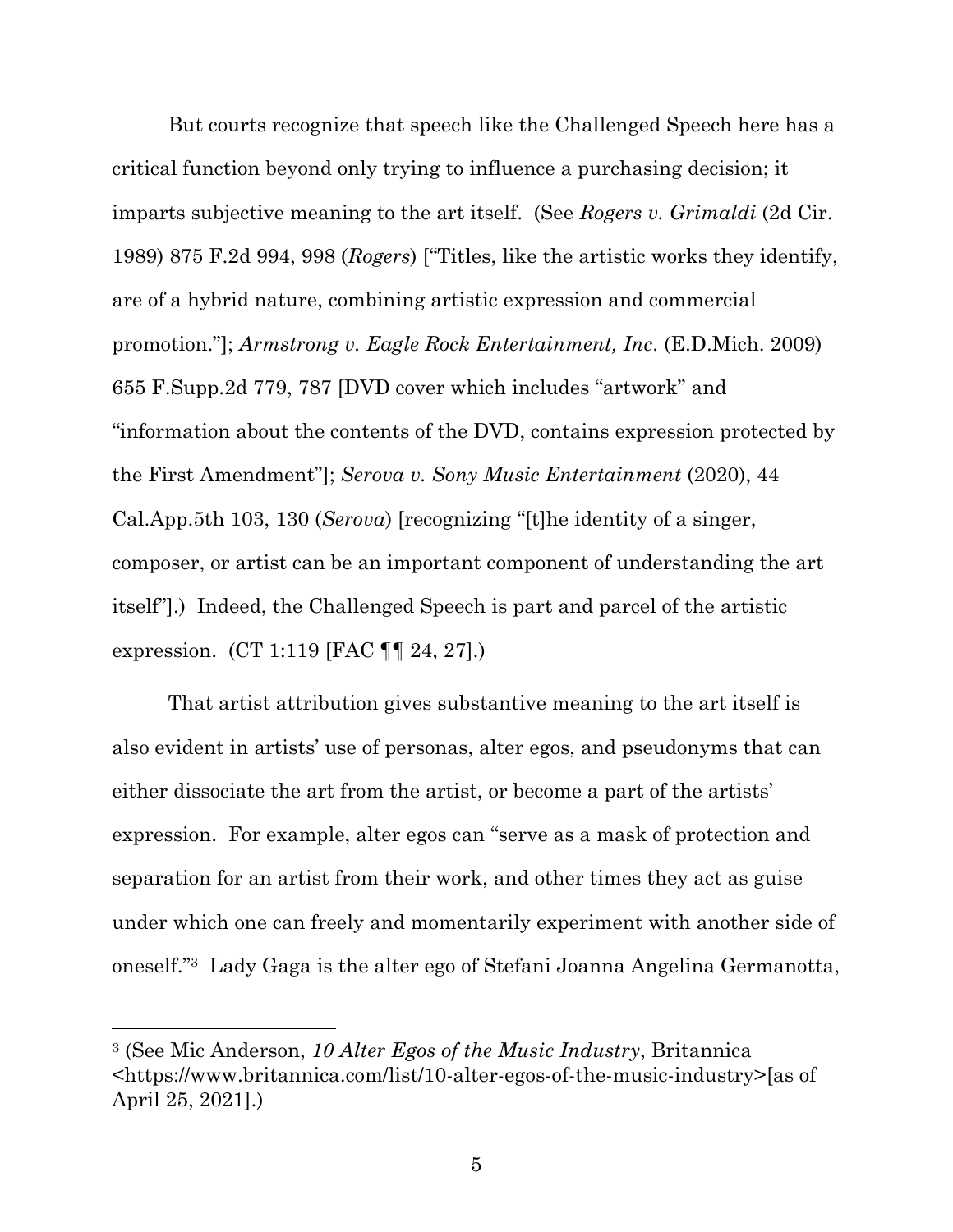But courts recognize that speech like the Challenged Speech here has a critical function beyond only trying to influence a purchasing decision; it imparts subjective meaning to the art itself. (See *Rogers v. Grimaldi* (2d Cir. 1989) 875 F.2d 994, 998 (*Rogers*) ["Titles, like the artistic works they identify, are of a hybrid nature, combining artistic expression and commercial promotion."]; *Armstrong v. Eagle Rock Entertainment, Inc*. (E.D.Mich. 2009) 655 F.Supp.2d 779, 787 [DVD cover which includes "artwork" and "information about the contents of the DVD, contains expression protected by the First Amendment"]; *Serova v. Sony Music Entertainment* (2020), 44 Cal.App.5th 103, 130 (*Serova*) [recognizing "[t]he identity of a singer, composer, or artist can be an important component of understanding the art itself"].) Indeed, the Challenged Speech is part and parcel of the artistic expression. (CT 1:119 [FAC ¶¶ 24, 27].)

That artist attribution gives substantive meaning to the art itself is also evident in artists' use of personas, alter egos, and pseudonyms that can either dissociate the art from the artist, or become a part of the artists' expression. For example, alter egos can "serve as a mask of protection and separation for an artist from their work, and other times they act as guise under which one can freely and momentarily experiment with another side of oneself."[3] Lady Gaga is the alter ego of Stefani Joanna Angelina Germanotta,

---

[3] (See Mic Anderson, *10 Alter Egos of the Music Industry*, Britannica <https://www.britannica.com/list/10-alter-egos-of-the-music-industry>[as of April 25, 2021].)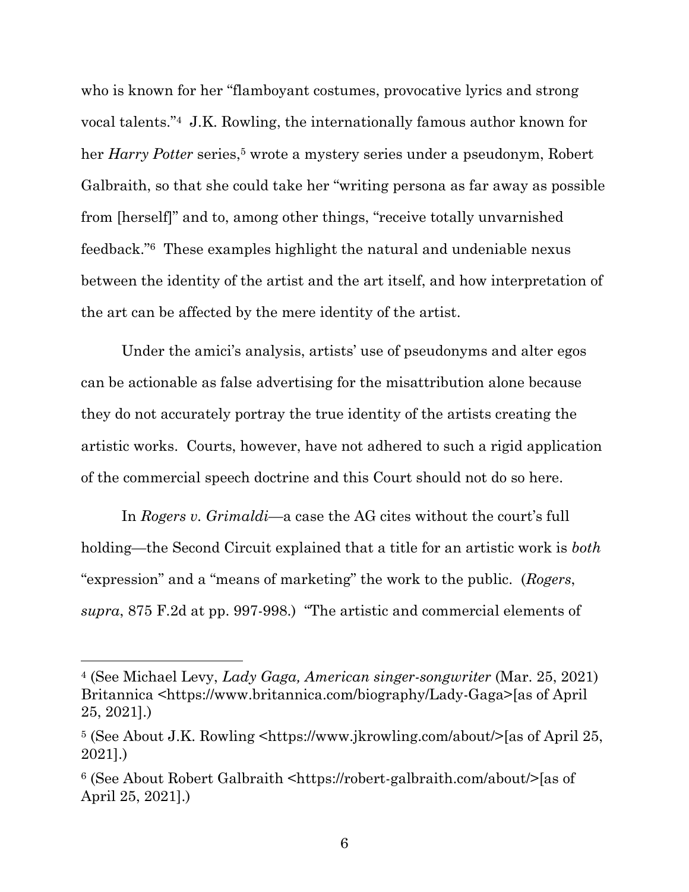who is known for her "flamboyant costumes, provocative lyrics and strong vocal talents."[4] J.K. Rowling, the internationally famous author known for her *Harry Potter* series,[5] wrote a mystery series under a pseudonym, Robert Galbraith, so that she could take her "writing persona as far away as possible from [herself]" and to, among other things, "receive totally unvarnished feedback."[6] These examples highlight the natural and undeniable nexus between the identity of the artist and the art itself, and how interpretation of the art can be affected by the mere identity of the artist.

Under the amici's analysis, artists' use of pseudonyms and alter egos can be actionable as false advertising for the misattribution alone because they do not accurately portray the true identity of the artists creating the artistic works. Courts, however, have not adhered to such a rigid application of the commercial speech doctrine and this Court should not do so here.

In *Rogers v. Grimaldi*—a case the AG cites without the court's full holding—the Second Circuit explained that a title for an artistic work is *both* "expression" and a "means of marketing" the work to the public. (*Rogers*, *supra*, 875 F.2d at pp. 997-998.) "The artistic and commercial elements of

---

[4] (See Michael Levy, *Lady Gaga, American singer-songwriter* (Mar. 25, 2021) Britannica <https://www.britannica.com/biography/Lady-Gaga>[as of April 25, 2021].)

[5] (See About J.K. Rowling <https://www.jkrowling.com/about/>[as of April 25, 2021].)

[6] (See About Robert Galbraith <https://robert-galbraith.com/about/>[as of April 25, 2021].)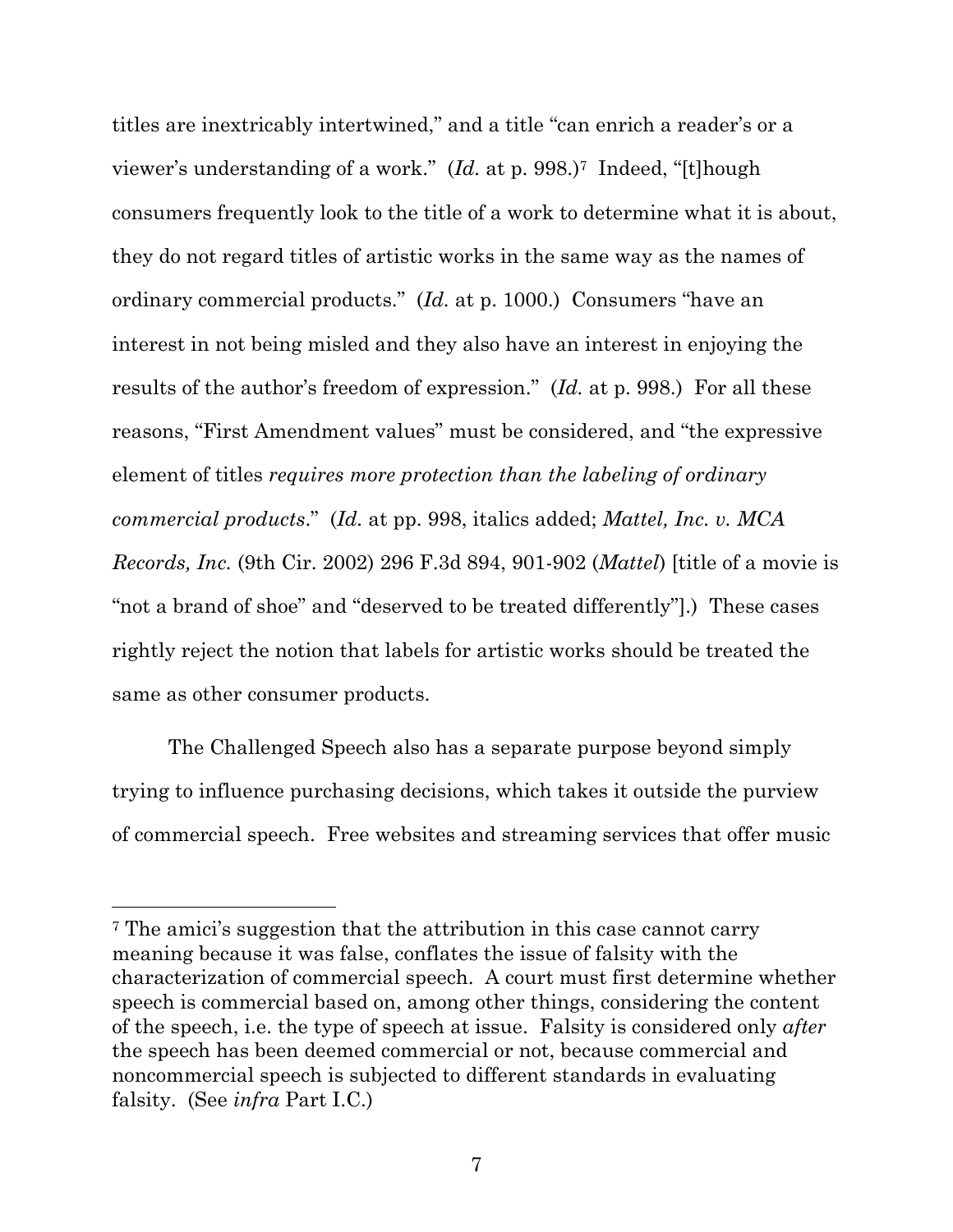titles are inextricably intertwined," and a title "can enrich a reader's or a viewer's understanding of a work." (*Id.* at p. 998.)[7] Indeed, "[t]hough consumers frequently look to the title of a work to determine what it is about, they do not regard titles of artistic works in the same way as the names of ordinary commercial products." (*Id.* at p. 1000.) Consumers "have an interest in not being misled and they also have an interest in enjoying the results of the author's freedom of expression." (*Id.* at p. 998.) For all these reasons, "First Amendment values" must be considered, and "the expressive element of titles *requires more protection than the labeling of ordinary commercial products*." (*Id.* at pp. 998, italics added; *Mattel, Inc. v. MCA Records, Inc.* (9th Cir. 2002) 296 F.3d 894, 901-902 (*Mattel*) [title of a movie is "not a brand of shoe" and "deserved to be treated differently"].) These cases rightly reject the notion that labels for artistic works should be treated the same as other consumer products.

The Challenged Speech also has a separate purpose beyond simply trying to influence purchasing decisions, which takes it outside the purview of commercial speech. Free websites and streaming services that offer music

---

[7] The amici's suggestion that the attribution in this case cannot carry meaning because it was false, conflates the issue of falsity with the characterization of commercial speech. A court must first determine whether speech is commercial based on, among other things, considering the content of the speech, i.e. the type of speech at issue. Falsity is considered only *after* the speech has been deemed commercial or not, because commercial and noncommercial speech is subjected to different standards in evaluating falsity. (See *infra* Part I.C.)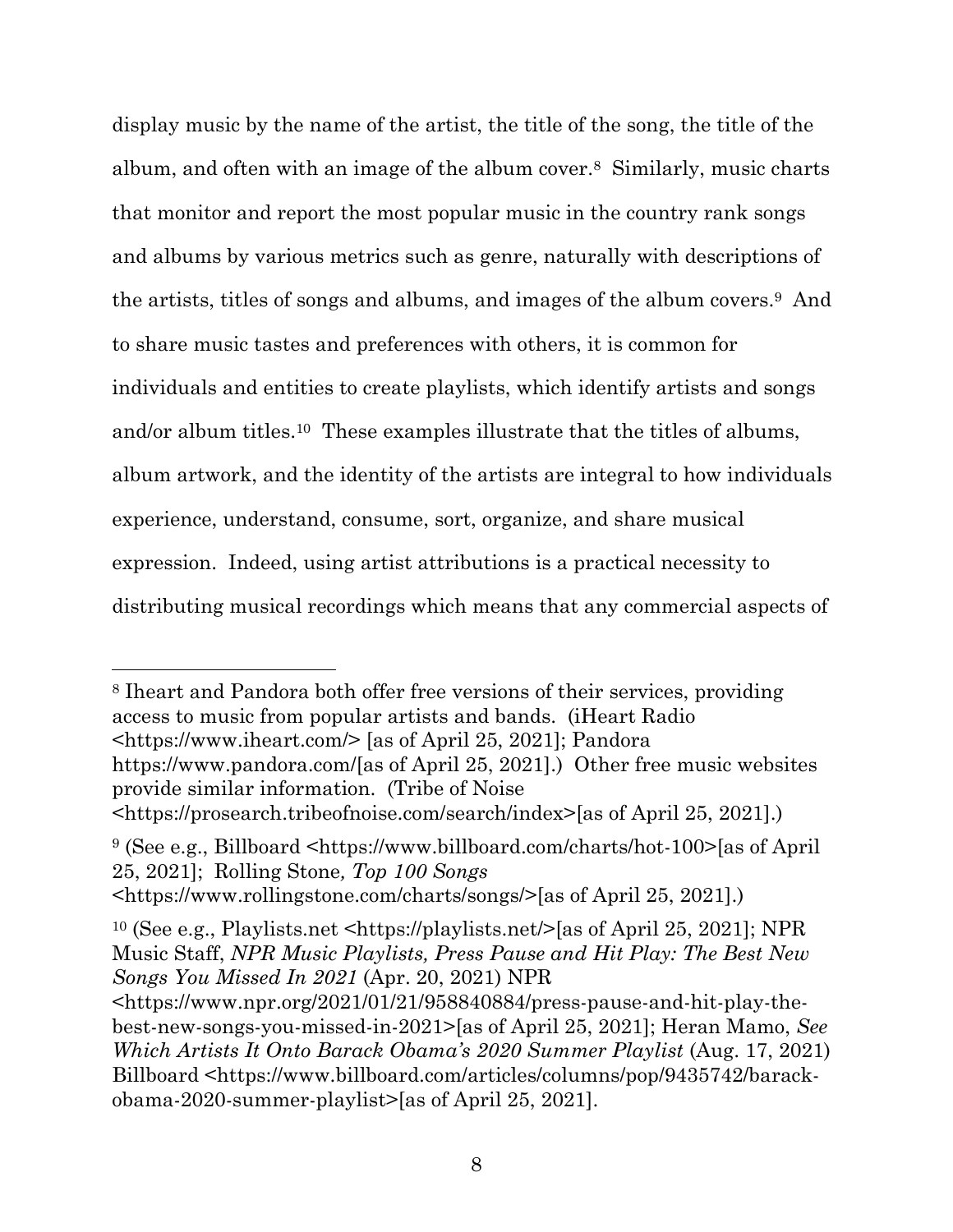display music by the name of the artist, the title of the song, the title of the album, and often with an image of the album cover.[8] Similarly, music charts that monitor and report the most popular music in the country rank songs and albums by various metrics such as genre, naturally with descriptions of the artists, titles of songs and albums, and images of the album covers.[9] And to share music tastes and preferences with others, it is common for individuals and entities to create playlists, which identify artists and songs and/or album titles.[10] These examples illustrate that the titles of albums, album artwork, and the identity of the artists are integral to how individuals experience, understand, consume, sort, organize, and share musical expression. Indeed, using artist attributions is a practical necessity to distributing musical recordings which means that any commercial aspects of

---

[8] Iheart and Pandora both offer free versions of their services, providing access to music from popular artists and bands. (iHeart Radio <https://www.iheart.com/> [as of April 25, 2021]; Pandora https://www.pandora.com/[as of April 25, 2021].) Other free music websites provide similar information. (Tribe of Noise <https://prosearch.tribeofnoise.com/search/index>[as of April 25, 2021].)

[9] (See e.g., Billboard <https://www.billboard.com/charts/hot-100>[as of April 25, 2021]; Rolling Stone*, Top 100 Songs* <https://www.rollingstone.com/charts/songs/>[as of April 25, 2021].)

[10] (See e.g., Playlists.net <https://playlists.net/>[as of April 25, 2021]; NPR Music Staff, *NPR Music Playlists, Press Pause and Hit Play: The Best New Songs You Missed In 2021* (Apr. 20, 2021) NPR <https://www.npr.org/2021/01/21/958840884/press-pause-and-hit-play-the-best-new-songs-you-missed-in-2021>[as of April 25, 2021]; Heran Mamo, *See Which Artists It Onto Barack Obama's 2020 Summer Playlist* (Aug. 17, 2021) Billboard <https://www.billboard.com/articles/columns/pop/9435742/barack-obama-2020-summer-playlist>[as of April 25, 2021].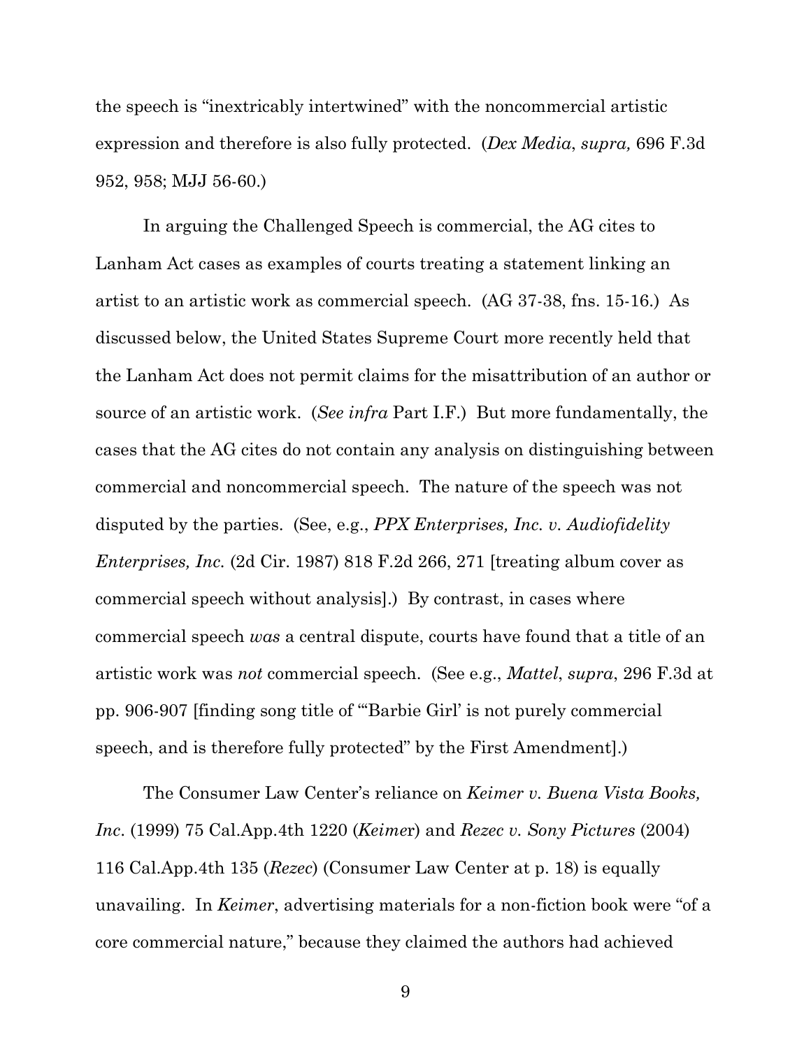the speech is "inextricably intertwined" with the noncommercial artistic expression and therefore is also fully protected. (*Dex Media*, *supra,* 696 F.3d 952, 958; MJJ 56-60.)

In arguing the Challenged Speech is commercial, the AG cites to Lanham Act cases as examples of courts treating a statement linking an artist to an artistic work as commercial speech. (AG 37-38, fns. 15-16.) As discussed below, the United States Supreme Court more recently held that the Lanham Act does not permit claims for the misattribution of an author or source of an artistic work. (*See infra* Part I.F.) But more fundamentally, the cases that the AG cites do not contain any analysis on distinguishing between commercial and noncommercial speech. The nature of the speech was not disputed by the parties. (See, e.g., *PPX Enterprises, Inc. v. Audiofidelity Enterprises, Inc.* (2d Cir. 1987) 818 F.2d 266, 271 [treating album cover as commercial speech without analysis].) By contrast, in cases where commercial speech *was* a central dispute, courts have found that a title of an artistic work was *not* commercial speech. (See e.g., *Mattel*, *supra*, 296 F.3d at pp. 906-907 [finding song title of "'Barbie Girl' is not purely commercial speech, and is therefore fully protected" by the First Amendment].)

The Consumer Law Center's reliance on *Keimer v. Buena Vista Books, Inc*. (1999) 75 Cal.App.4th 1220 (*Keimer*) and *Rezec v. Sony Pictures* (2004) 116 Cal.App.4th 135 (*Rezec*) (Consumer Law Center at p. 18) is equally unavailing. In *Keimer*, advertising materials for a non-fiction book were "of a core commercial nature," because they claimed the authors had achieved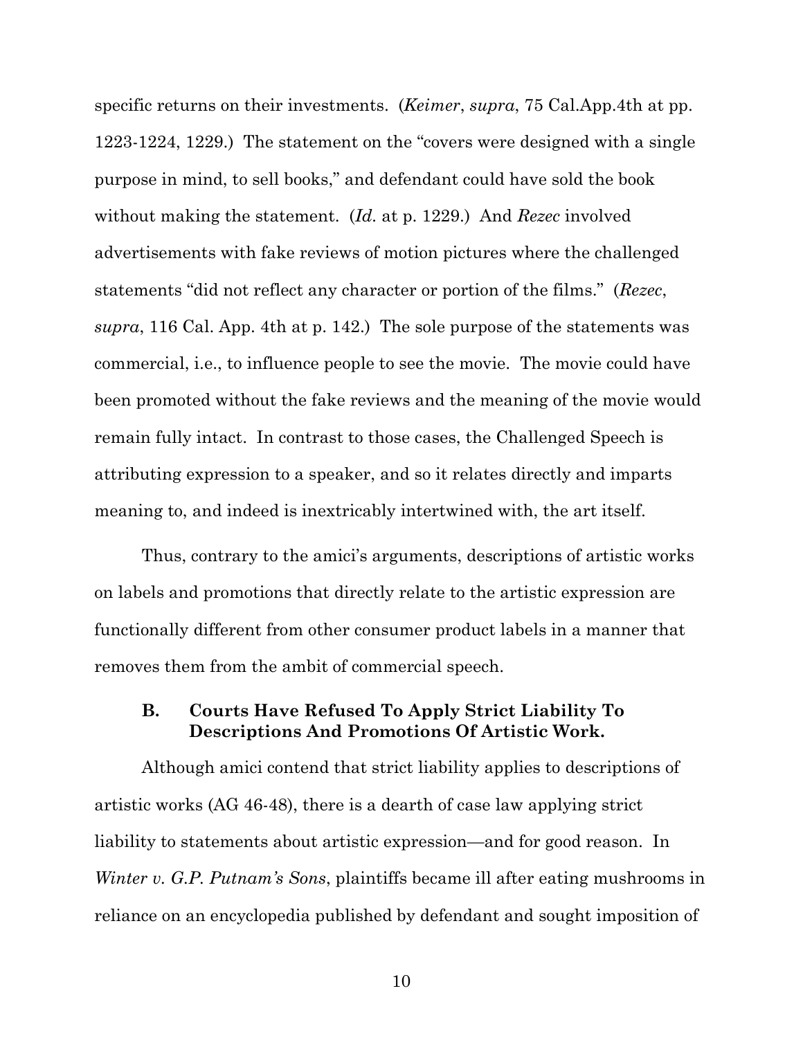specific returns on their investments. (*Keimer*, *supra*, 75 Cal.App.4th at pp. 1223-1224, 1229.) The statement on the "covers were designed with a single purpose in mind, to sell books," and defendant could have sold the book without making the statement. (*Id.* at p. 1229.) And *Rezec* involved advertisements with fake reviews of motion pictures where the challenged statements "did not reflect any character or portion of the films." (*Rezec*, *supra*, 116 Cal. App. 4th at p. 142.) The sole purpose of the statements was commercial, i.e., to influence people to see the movie. The movie could have been promoted without the fake reviews and the meaning of the movie would remain fully intact. In contrast to those cases, the Challenged Speech is attributing expression to a speaker, and so it relates directly and imparts meaning to, and indeed is inextricably intertwined with, the art itself.

Thus, contrary to the amici's arguments, descriptions of artistic works on labels and promotions that directly relate to the artistic expression are functionally different from other consumer product labels in a manner that removes them from the ambit of commercial speech.

### B. Courts Have Refused To Apply Strict Liability To Descriptions And Promotions Of Artistic Work.

Although amici contend that strict liability applies to descriptions of artistic works (AG 46-48), there is a dearth of case law applying strict liability to statements about artistic expression—and for good reason. In *Winter v. G.P. Putnam's Sons*, plaintiffs became ill after eating mushrooms in reliance on an encyclopedia published by defendant and sought imposition of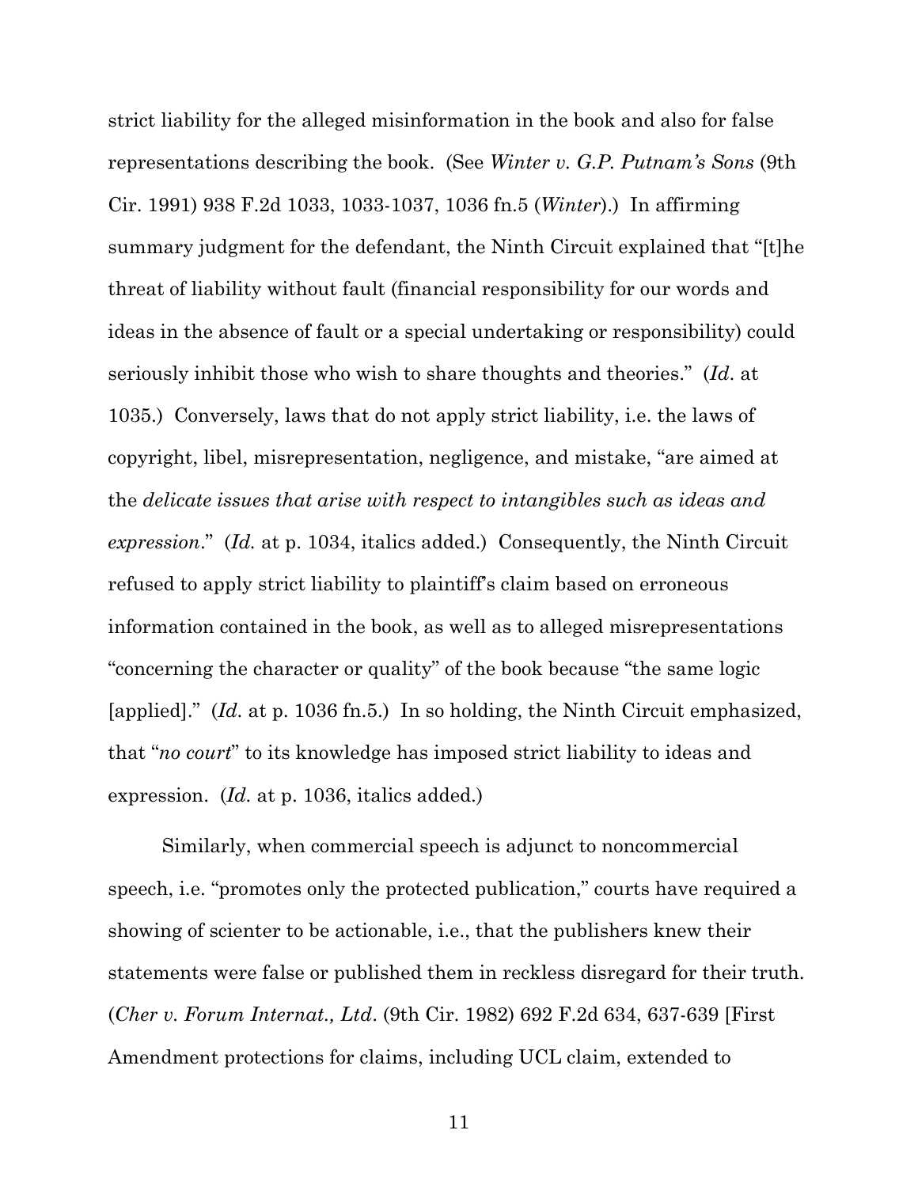strict liability for the alleged misinformation in the book and also for false representations describing the book. (See *Winter v. G.P. Putnam's Sons* (9th Cir. 1991) 938 F.2d 1033, 1033-1037, 1036 fn.5 (*Winter*).) In affirming summary judgment for the defendant, the Ninth Circuit explained that "[t]he threat of liability without fault (financial responsibility for our words and ideas in the absence of fault or a special undertaking or responsibility) could seriously inhibit those who wish to share thoughts and theories." (*Id*. at 1035.) Conversely, laws that do not apply strict liability, i.e. the laws of copyright, libel, misrepresentation, negligence, and mistake, "are aimed at the *delicate issues that arise with respect to intangibles such as ideas and expression*." (*Id.* at p. 1034, italics added.) Consequently, the Ninth Circuit refused to apply strict liability to plaintiff's claim based on erroneous information contained in the book, as well as to alleged misrepresentations "concerning the character or quality" of the book because "the same logic [applied]." (*Id.* at p. 1036 fn.5.) In so holding, the Ninth Circuit emphasized, that "*no court*" to its knowledge has imposed strict liability to ideas and expression. (*Id.* at p. 1036, italics added.)

Similarly, when commercial speech is adjunct to noncommercial speech, i.e. "promotes only the protected publication," courts have required a showing of scienter to be actionable, i.e., that the publishers knew their statements were false or published them in reckless disregard for their truth. (*Cher v. Forum Internat., Ltd*. (9th Cir. 1982) 692 F.2d 634, 637-639 [First Amendment protections for claims, including UCL claim, extended to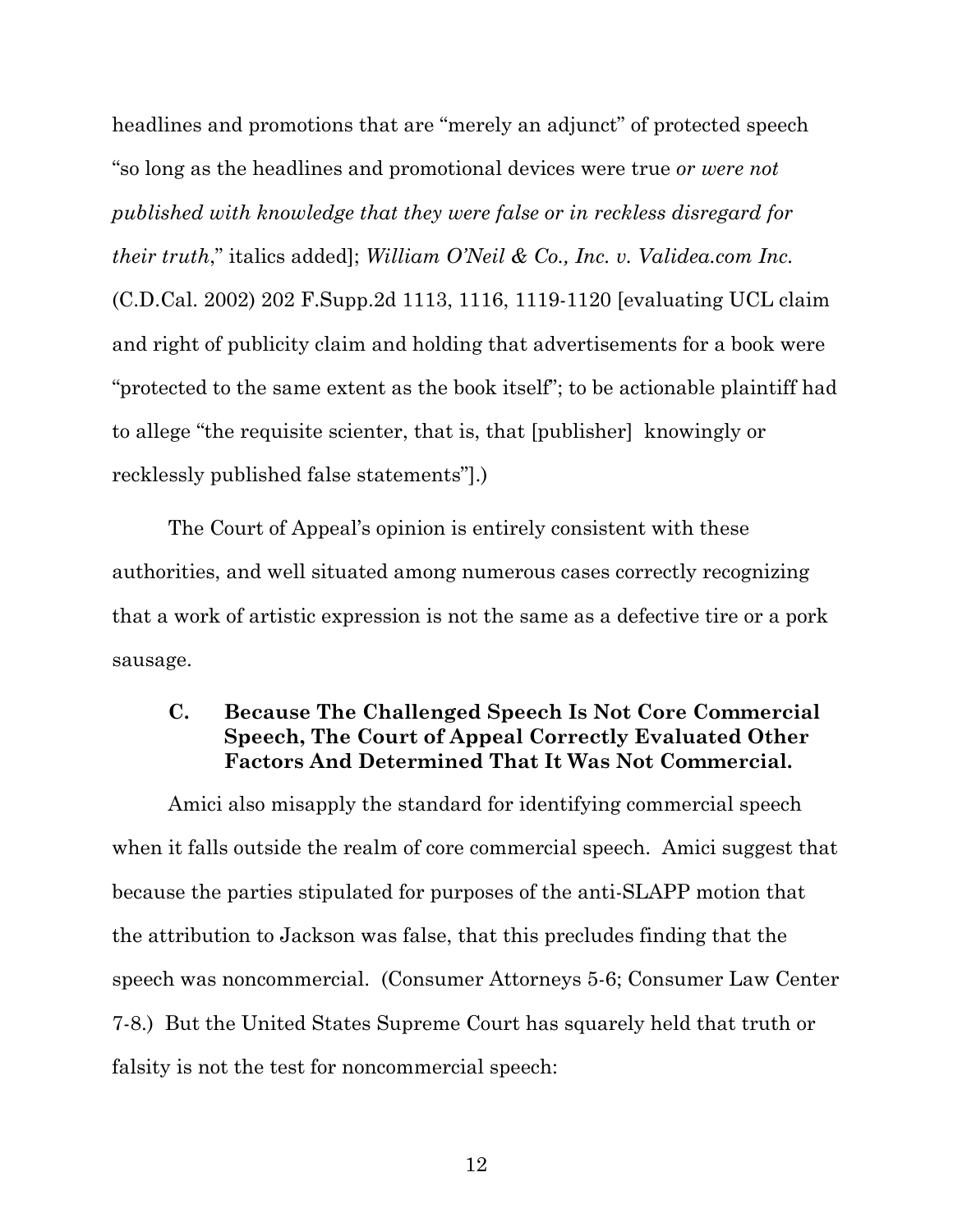headlines and promotions that are "merely an adjunct" of protected speech "so long as the headlines and promotional devices were true *or were not published with knowledge that they were false or in reckless disregard for their truth*," italics added]; *William O'Neil & Co., Inc. v. Validea.com Inc.* (C.D.Cal. 2002) 202 F.Supp.2d 1113, 1116, 1119-1120 [evaluating UCL claim and right of publicity claim and holding that advertisements for a book were "protected to the same extent as the book itself"; to be actionable plaintiff had to allege "the requisite scienter, that is, that [publisher] knowingly or recklessly published false statements"].)

The Court of Appeal's opinion is entirely consistent with these authorities, and well situated among numerous cases correctly recognizing that a work of artistic expression is not the same as a defective tire or a pork sausage.

### C. Because The Challenged Speech Is Not Core Commercial Speech, The Court of Appeal Correctly Evaluated Other Factors And Determined That It Was Not Commercial.

Amici also misapply the standard for identifying commercial speech when it falls outside the realm of core commercial speech. Amici suggest that because the parties stipulated for purposes of the anti-SLAPP motion that the attribution to Jackson was false, that this precludes finding that the speech was noncommercial. (Consumer Attorneys 5-6; Consumer Law Center 7-8.) But the United States Supreme Court has squarely held that truth or falsity is not the test for noncommercial speech: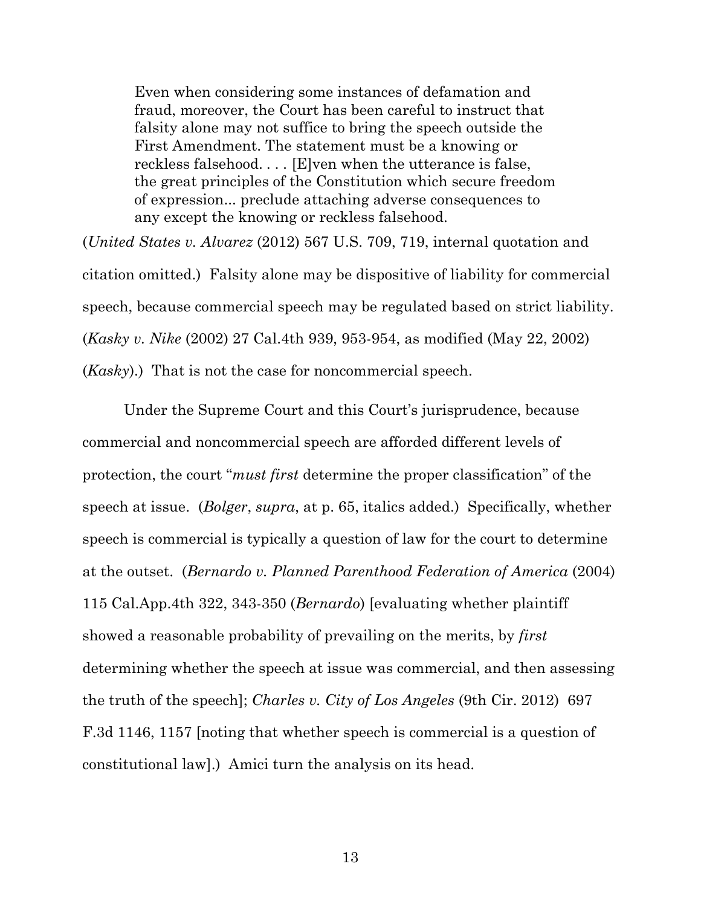> Even when considering some instances of defamation and fraud, moreover, the Court has been careful to instruct that falsity alone may not suffice to bring the speech outside the First Amendment. The statement must be a knowing or reckless falsehood. . . . [E]ven when the utterance is false, the great principles of the Constitution which secure freedom of expression... preclude attaching adverse consequences to any except the knowing or reckless falsehood.

(*United States v. Alvarez* (2012) 567 U.S. 709, 719, internal quotation and citation omitted.) Falsity alone may be dispositive of liability for commercial speech, because commercial speech may be regulated based on strict liability. (*Kasky v. Nike* (2002) 27 Cal.4th 939, 953-954, as modified (May 22, 2002) (*Kasky*).) That is not the case for noncommercial speech.

Under the Supreme Court and this Court's jurisprudence, because commercial and noncommercial speech are afforded different levels of protection, the court "*must first* determine the proper classification" of the speech at issue. (*Bolger*, *supra*, at p. 65, italics added.) Specifically, whether speech is commercial is typically a question of law for the court to determine at the outset. (*Bernardo v. Planned Parenthood Federation of America* (2004) 115 Cal.App.4th 322, 343-350 (*Bernardo*) [evaluating whether plaintiff showed a reasonable probability of prevailing on the merits, by *first* determining whether the speech at issue was commercial, and then assessing the truth of the speech]; *Charles v. City of Los Angeles* (9th Cir. 2012) 697 F.3d 1146, 1157 [noting that whether speech is commercial is a question of constitutional law].) Amici turn the analysis on its head.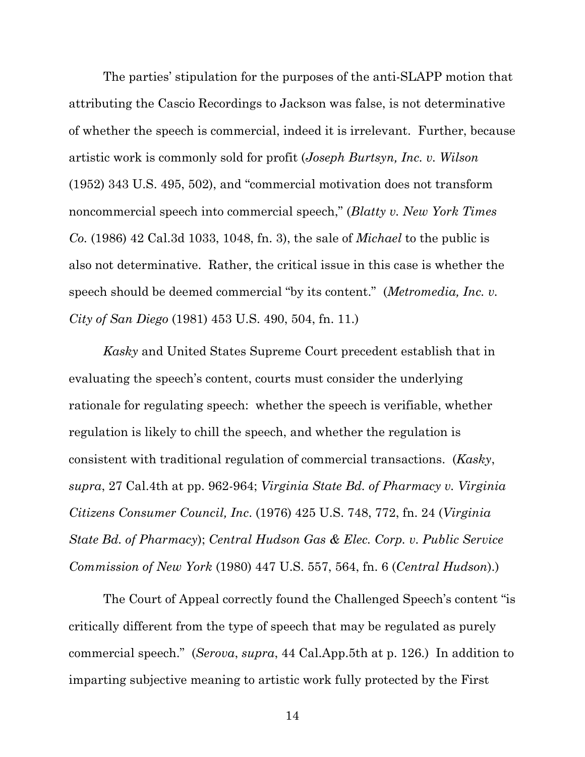The parties' stipulation for the purposes of the anti-SLAPP motion that attributing the Cascio Recordings to Jackson was false, is not determinative of whether the speech is commercial, indeed it is irrelevant. Further, because artistic work is commonly sold for profit (*Joseph Burtsyn, Inc. v. Wilson* (1952) 343 U.S. 495, 502), and "commercial motivation does not transform noncommercial speech into commercial speech," (*Blatty v. New York Times Co.* (1986) 42 Cal.3d 1033, 1048, fn. 3), the sale of *Michael* to the public is also not determinative. Rather, the critical issue in this case is whether the speech should be deemed commercial "by its content." (*Metromedia, Inc. v. City of San Diego* (1981) 453 U.S. 490, 504, fn. 11.)

*Kasky* and United States Supreme Court precedent establish that in evaluating the speech's content, courts must consider the underlying rationale for regulating speech: whether the speech is verifiable, whether regulation is likely to chill the speech, and whether the regulation is consistent with traditional regulation of commercial transactions. (*Kasky*, *supra*, 27 Cal.4th at pp. 962-964; *Virginia State Bd. of Pharmacy v. Virginia Citizens Consumer Council, Inc*. (1976) 425 U.S. 748, 772, fn. 24 (*Virginia State Bd. of Pharmacy*); *Central Hudson Gas & Elec. Corp. v. Public Service Commission of New York* (1980) 447 U.S. 557, 564, fn. 6 (*Central Hudson*).)

The Court of Appeal correctly found the Challenged Speech's content "is critically different from the type of speech that may be regulated as purely commercial speech." (*Serova*, *supra*, 44 Cal.App.5th at p. 126.) In addition to imparting subjective meaning to artistic work fully protected by the First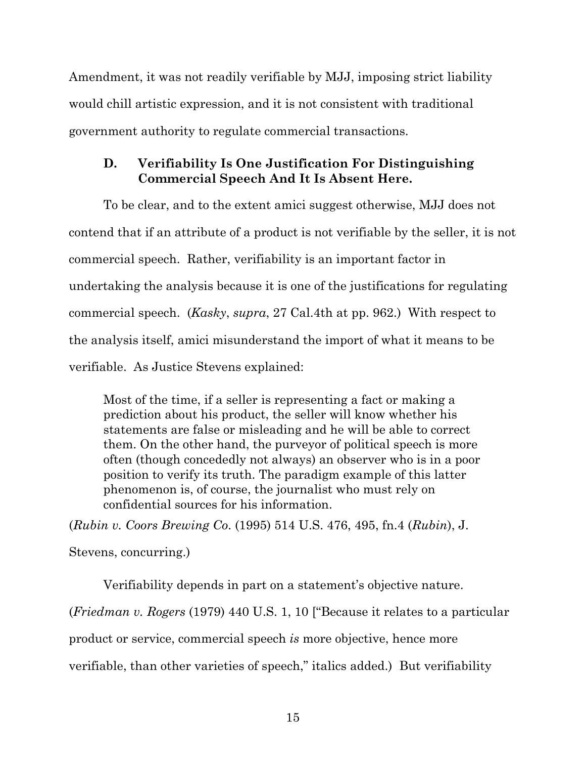Amendment, it was not readily verifiable by MJJ, imposing strict liability would chill artistic expression, and it is not consistent with traditional government authority to regulate commercial transactions.

### D. Verifiability Is One Justification For Distinguishing Commercial Speech And It Is Absent Here.

To be clear, and to the extent amici suggest otherwise, MJJ does not contend that if an attribute of a product is not verifiable by the seller, it is not commercial speech. Rather, verifiability is an important factor in undertaking the analysis because it is one of the justifications for regulating commercial speech. (*Kasky*, *supra*, 27 Cal.4th at pp. 962.) With respect to the analysis itself, amici misunderstand the import of what it means to be verifiable. As Justice Stevens explained:

> Most of the time, if a seller is representing a fact or making a prediction about his product, the seller will know whether his statements are false or misleading and he will be able to correct them. On the other hand, the purveyor of political speech is more often (though concededly not always) an observer who is in a poor position to verify its truth. The paradigm example of this latter phenomenon is, of course, the journalist who must rely on confidential sources for his information.

(*Rubin v. Coors Brewing Co*. (1995) 514 U.S. 476, 495, fn.4 (*Rubin*), J. Stevens, concurring.)

Verifiability depends in part on a statement's objective nature. (*Friedman v. Rogers* (1979) 440 U.S. 1, 10 ["Because it relates to a particular product or service, commercial speech *is* more objective, hence more verifiable, than other varieties of speech," italics added.) But verifiability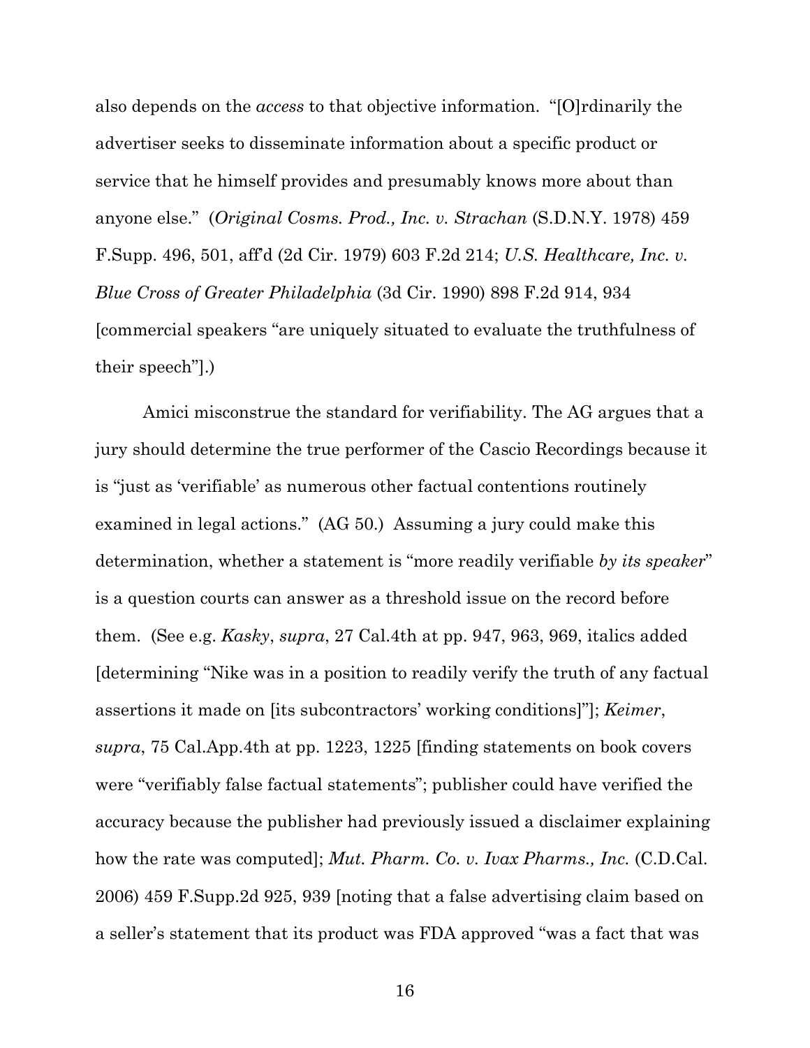also depends on the *access* to that objective information. "[O]rdinarily the advertiser seeks to disseminate information about a specific product or service that he himself provides and presumably knows more about than anyone else." (*Original Cosms. Prod., Inc. v. Strachan* (S.D.N.Y. 1978) 459 F.Supp. 496, 501, aff'd (2d Cir. 1979) 603 F.2d 214; *U.S. Healthcare, Inc. v. Blue Cross of Greater Philadelphia* (3d Cir. 1990) 898 F.2d 914, 934 [commercial speakers "are uniquely situated to evaluate the truthfulness of their speech"].)

Amici misconstrue the standard for verifiability. The AG argues that a jury should determine the true performer of the Cascio Recordings because it is "just as 'verifiable' as numerous other factual contentions routinely examined in legal actions." (AG 50.) Assuming a jury could make this determination, whether a statement is "more readily verifiable *by its speaker*" is a question courts can answer as a threshold issue on the record before them. (See e.g. *Kasky*, *supra*, 27 Cal.4th at pp. 947, 963, 969, italics added [determining "Nike was in a position to readily verify the truth of any factual assertions it made on [its subcontractors' working conditions]"]; *Keimer*, *supra*, 75 Cal.App.4th at pp. 1223, 1225 [finding statements on book covers were "verifiably false factual statements"; publisher could have verified the accuracy because the publisher had previously issued a disclaimer explaining how the rate was computed]; *Mut. Pharm. Co. v. Ivax Pharms., Inc.* (C.D.Cal. 2006) 459 F.Supp.2d 925, 939 [noting that a false advertising claim based on a seller's statement that its product was FDA approved "was a fact that was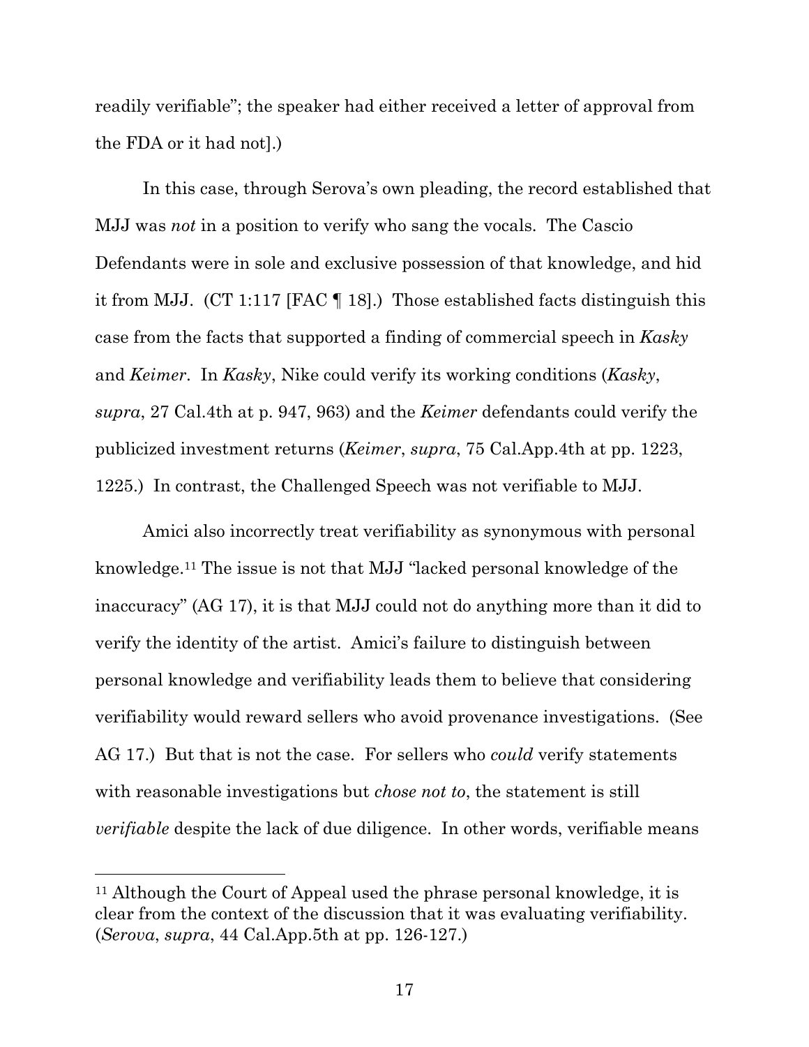readily verifiable"; the speaker had either received a letter of approval from the FDA or it had not].)

In this case, through Serova's own pleading, the record established that MJJ was *not* in a position to verify who sang the vocals. The Cascio Defendants were in sole and exclusive possession of that knowledge, and hid it from MJJ. (CT 1:117 [FAC ¶ 18].) Those established facts distinguish this case from the facts that supported a finding of commercial speech in *Kasky* and *Keimer*. In *Kasky*, Nike could verify its working conditions (*Kasky*, *supra*, 27 Cal.4th at p. 947, 963) and the *Keimer* defendants could verify the publicized investment returns (*Keimer*, *supra*, 75 Cal.App.4th at pp. 1223, 1225.) In contrast, the Challenged Speech was not verifiable to MJJ.

Amici also incorrectly treat verifiability as synonymous with personal knowledge.[11] The issue is not that MJJ "lacked personal knowledge of the inaccuracy" (AG 17), it is that MJJ could not do anything more than it did to verify the identity of the artist. Amici's failure to distinguish between personal knowledge and verifiability leads them to believe that considering verifiability would reward sellers who avoid provenance investigations. (See AG 17.) But that is not the case. For sellers who *could* verify statements with reasonable investigations but *chose not to*, the statement is still *verifiable* despite the lack of due diligence. In other words, verifiable means

[11] Although the Court of Appeal used the phrase personal knowledge, it is clear from the context of the discussion that it was evaluating verifiability. (*Serova*, *supra*, 44 Cal.App.5th at pp. 126-127.)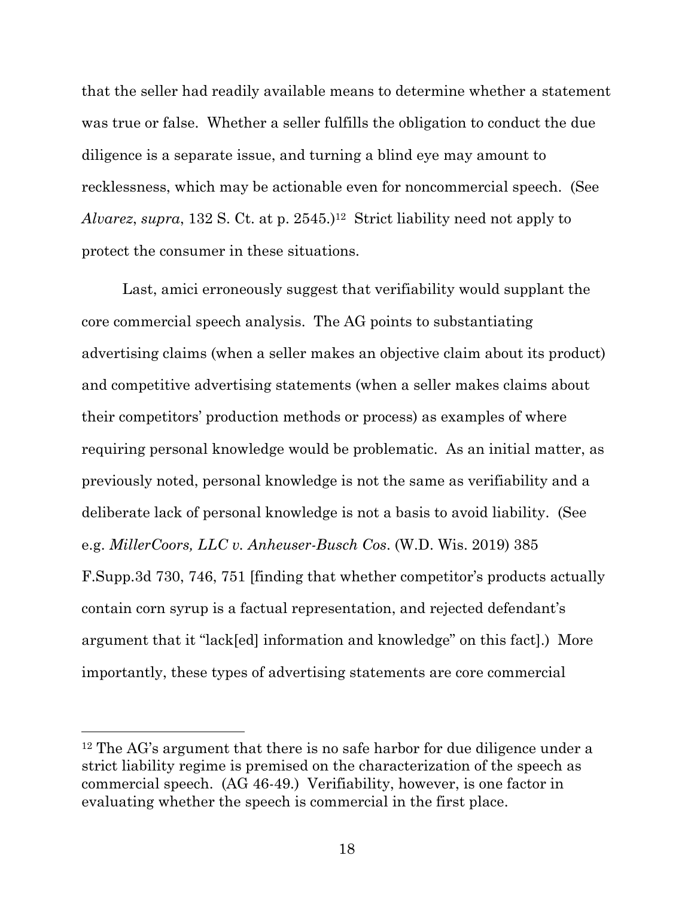that the seller had readily available means to determine whether a statement was true or false. Whether a seller fulfills the obligation to conduct the due diligence is a separate issue, and turning a blind eye may amount to recklessness, which may be actionable even for noncommercial speech. (See *Alvarez*, *supra*, 132 S. Ct. at p. 2545.)[12] Strict liability need not apply to protect the consumer in these situations.

Last, amici erroneously suggest that verifiability would supplant the core commercial speech analysis. The AG points to substantiating advertising claims (when a seller makes an objective claim about its product) and competitive advertising statements (when a seller makes claims about their competitors' production methods or process) as examples of where requiring personal knowledge would be problematic. As an initial matter, as previously noted, personal knowledge is not the same as verifiability and a deliberate lack of personal knowledge is not a basis to avoid liability. (See e.g. *MillerCoors, LLC v. Anheuser-Busch Cos*. (W.D. Wis. 2019) 385 F.Supp.3d 730, 746, 751 [finding that whether competitor's products actually contain corn syrup is a factual representation, and rejected defendant's argument that it "lack[ed] information and knowledge" on this fact].) More importantly, these types of advertising statements are core commercial

---

[12] The AG's argument that there is no safe harbor for due diligence under a strict liability regime is premised on the characterization of the speech as commercial speech. (AG 46-49.) Verifiability, however, is one factor in evaluating whether the speech is commercial in the first place.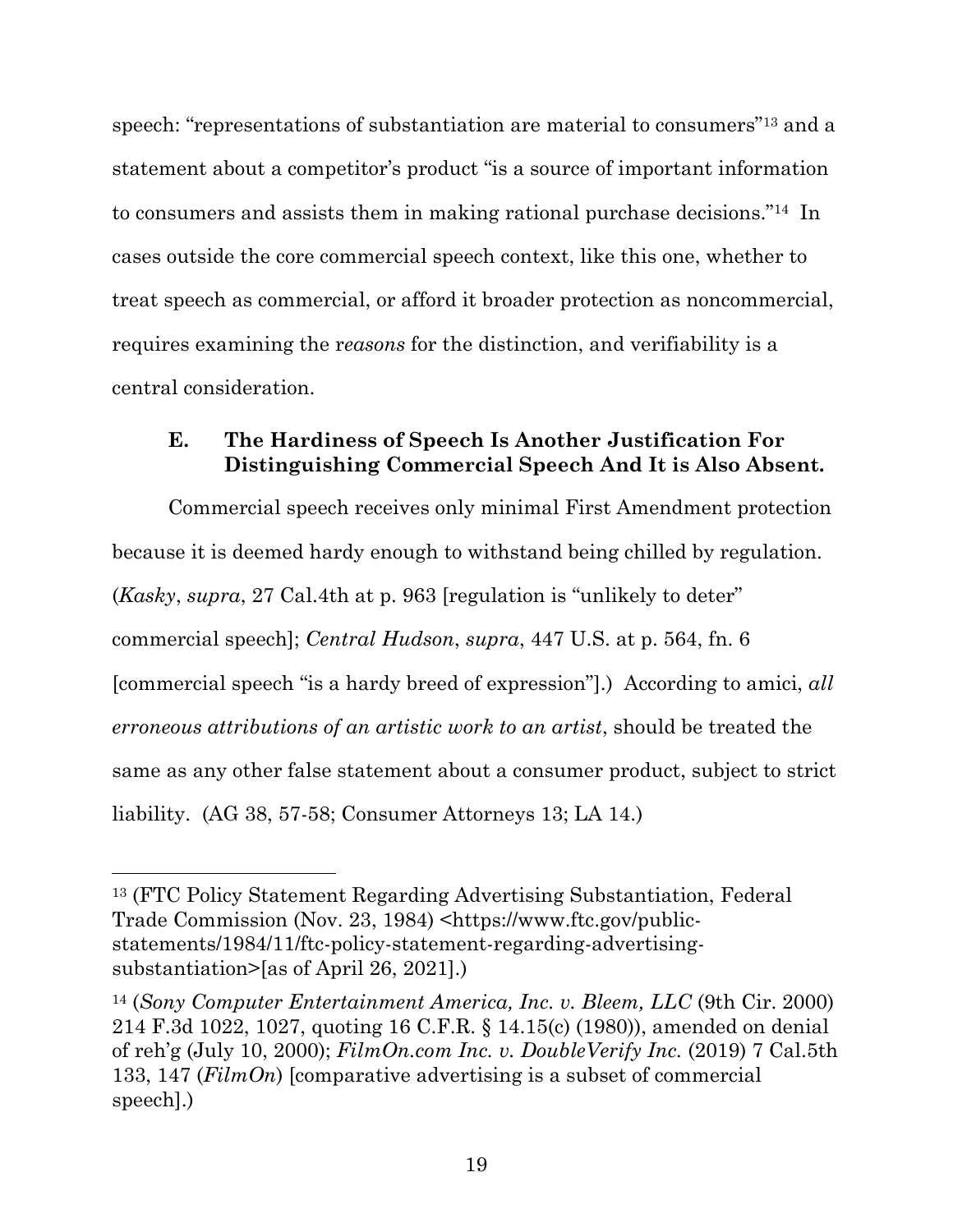speech: "representations of substantiation are material to consumers"[13] and a statement about a competitor's product "is a source of important information to consumers and assists them in making rational purchase decisions."[14] In cases outside the core commercial speech context, like this one, whether to treat speech as commercial, or afford it broader protection as noncommercial, requires examining the r*easons* for the distinction, and verifiability is a central consideration.

### E. The Hardiness of Speech Is Another Justification For Distinguishing Commercial Speech And It is Also Absent.

Commercial speech receives only minimal First Amendment protection because it is deemed hardy enough to withstand being chilled by regulation. (*Kasky*, *supra*, 27 Cal.4th at p. 963 [regulation is "unlikely to deter" commercial speech]; *Central Hudson*, *supra*, 447 U.S. at p. 564, fn. 6 [commercial speech "is a hardy breed of expression"].) According to amici, *all erroneous attributions of an artistic work to an artist*, should be treated the same as any other false statement about a consumer product, subject to strict liability. (AG 38, 57-58; Consumer Attorneys 13; LA 14.)

---

[13] (FTC Policy Statement Regarding Advertising Substantiation, Federal Trade Commission (Nov. 23, 1984) <https://www.ftc.gov/public-statements/1984/11/ftc-policy-statement-regarding-advertising-substantiation>[as of April 26, 2021].)

[14] (*Sony Computer Entertainment America, Inc. v. Bleem, LLC* (9th Cir. 2000) 214 F.3d 1022, 1027, quoting 16 C.F.R. § 14.15(c) (1980)), amended on denial of reh'g (July 10, 2000); *FilmOn.com Inc. v. DoubleVerify Inc.* (2019) 7 Cal.5th 133, 147 (*FilmOn*) [comparative advertising is a subset of commercial speech].)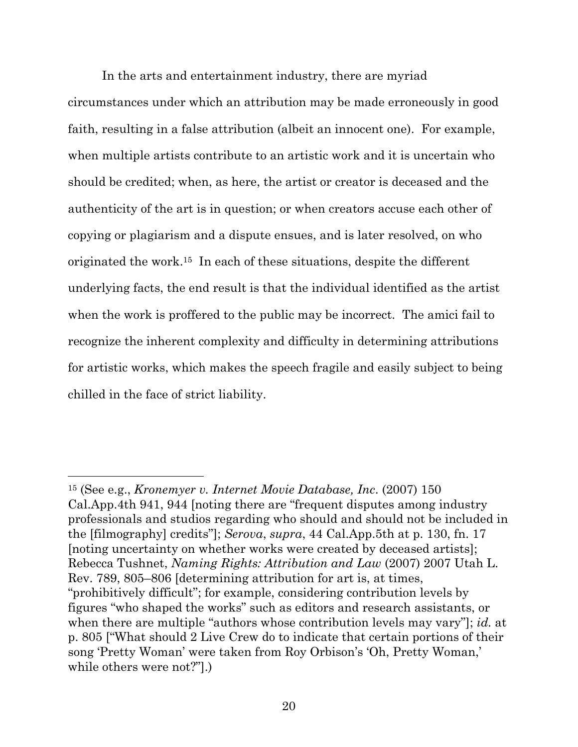In the arts and entertainment industry, there are myriad circumstances under which an attribution may be made erroneously in good faith, resulting in a false attribution (albeit an innocent one). For example, when multiple artists contribute to an artistic work and it is uncertain who should be credited; when, as here, the artist or creator is deceased and the authenticity of the art is in question; or when creators accuse each other of copying or plagiarism and a dispute ensues, and is later resolved, on who originated the work.[15] In each of these situations, despite the different underlying facts, the end result is that the individual identified as the artist when the work is proffered to the public may be incorrect. The amici fail to recognize the inherent complexity and difficulty in determining attributions for artistic works, which makes the speech fragile and easily subject to being chilled in the face of strict liability.

---

[15] (See e.g., *Kronemyer v. Internet Movie Database, Inc*. (2007) 150 Cal.App.4th 941, 944 [noting there are "frequent disputes among industry professionals and studios regarding who should and should not be included in the [filmography] credits"]; *Serova*, *supra*, 44 Cal.App.5th at p. 130, fn. 17 [noting uncertainty on whether works were created by deceased artists]; Rebecca Tushnet, *Naming Rights: Attribution and Law* (2007) 2007 Utah L. Rev. 789, 805–806 [determining attribution for art is, at times, "prohibitively difficult"; for example, considering contribution levels by figures "who shaped the works" such as editors and research assistants, or when there are multiple "authors whose contribution levels may vary"]; *id.* at p. 805 ["What should 2 Live Crew do to indicate that certain portions of their song 'Pretty Woman' were taken from Roy Orbison's 'Oh, Pretty Woman,' while others were not?"].)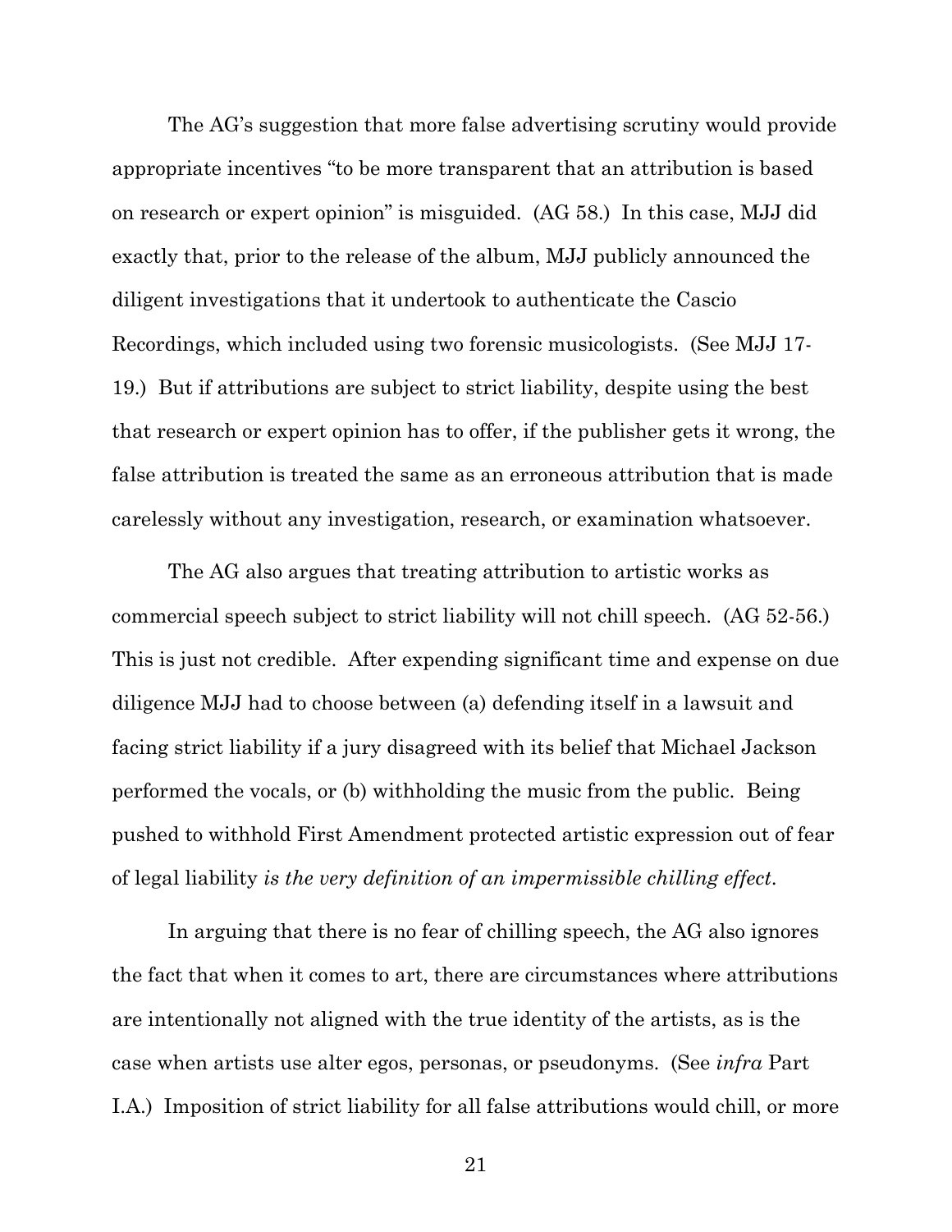The AG's suggestion that more false advertising scrutiny would provide appropriate incentives "to be more transparent that an attribution is based on research or expert opinion" is misguided. (AG 58.) In this case, MJJ did exactly that, prior to the release of the album, MJJ publicly announced the diligent investigations that it undertook to authenticate the Cascio Recordings, which included using two forensic musicologists. (See MJJ 17-19.) But if attributions are subject to strict liability, despite using the best that research or expert opinion has to offer, if the publisher gets it wrong, the false attribution is treated the same as an erroneous attribution that is made carelessly without any investigation, research, or examination whatsoever.

The AG also argues that treating attribution to artistic works as commercial speech subject to strict liability will not chill speech. (AG 52-56.) This is just not credible. After expending significant time and expense on due diligence MJJ had to choose between (a) defending itself in a lawsuit and facing strict liability if a jury disagreed with its belief that Michael Jackson performed the vocals, or (b) withholding the music from the public. Being pushed to withhold First Amendment protected artistic expression out of fear of legal liability *is the very definition of an impermissible chilling effect.*

In arguing that there is no fear of chilling speech, the AG also ignores the fact that when it comes to art, there are circumstances where attributions are intentionally not aligned with the true identity of the artists, as is the case when artists use alter egos, personas, or pseudonyms. (See *infra* Part I.A.) Imposition of strict liability for all false attributions would chill, or more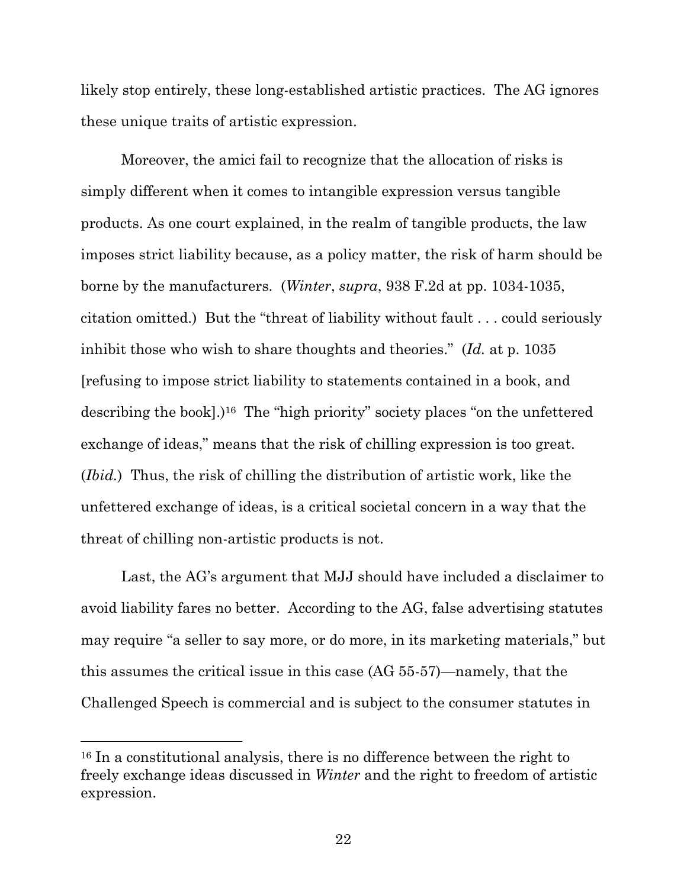likely stop entirely, these long-established artistic practices. The AG ignores these unique traits of artistic expression.

Moreover, the amici fail to recognize that the allocation of risks is simply different when it comes to intangible expression versus tangible products. As one court explained, in the realm of tangible products, the law imposes strict liability because, as a policy matter, the risk of harm should be borne by the manufacturers. (*Winter*, *supra*, 938 F.2d at pp. 1034-1035, citation omitted.) But the "threat of liability without fault . . . could seriously inhibit those who wish to share thoughts and theories." (*Id.* at p. 1035 [refusing to impose strict liability to statements contained in a book, and describing the book].)[16] The "high priority" society places "on the unfettered exchange of ideas," means that the risk of chilling expression is too great. (*Ibid.*) Thus, the risk of chilling the distribution of artistic work, like the unfettered exchange of ideas, is a critical societal concern in a way that the threat of chilling non-artistic products is not.

Last, the AG's argument that MJJ should have included a disclaimer to avoid liability fares no better. According to the AG, false advertising statutes may require "a seller to say more, or do more, in its marketing materials," but this assumes the critical issue in this case (AG 55-57)—namely, that the Challenged Speech is commercial and is subject to the consumer statutes in

---

[16] In a constitutional analysis, there is no difference between the right to freely exchange ideas discussed in *Winter* and the right to freedom of artistic expression.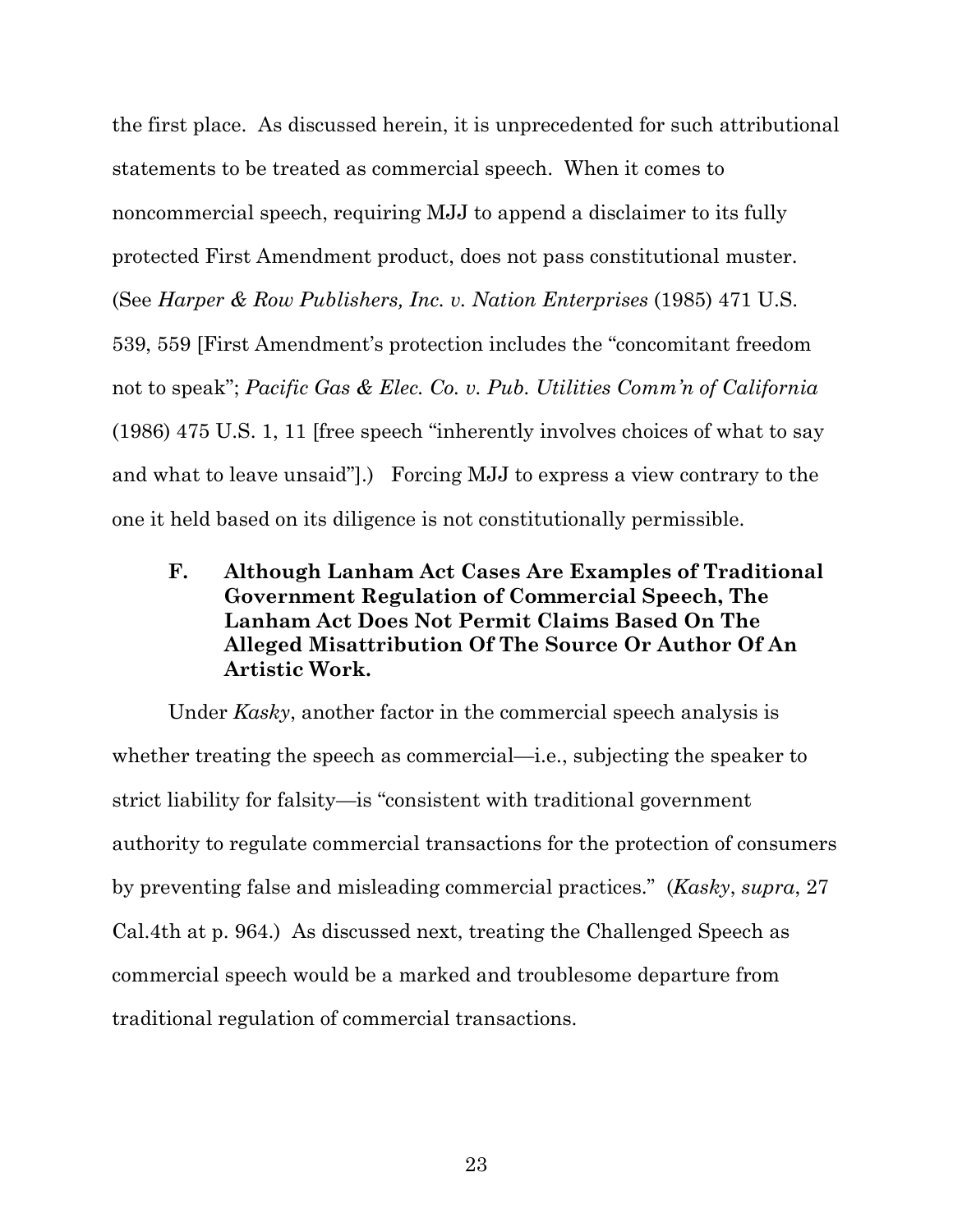the first place. As discussed herein, it is unprecedented for such attributional statements to be treated as commercial speech. When it comes to noncommercial speech, requiring MJJ to append a disclaimer to its fully protected First Amendment product, does not pass constitutional muster. (See *Harper & Row Publishers, Inc. v. Nation Enterprises* (1985) 471 U.S. 539, 559 [First Amendment's protection includes the "concomitant freedom not to speak"; *Pacific Gas & Elec. Co. v. Pub. Utilities Comm'n of California* (1986) 475 U.S. 1, 11 [free speech "inherently involves choices of what to say and what to leave unsaid"].) Forcing MJJ to express a view contrary to the one it held based on its diligence is not constitutionally permissible.

### F. Although Lanham Act Cases Are Examples of Traditional Government Regulation of Commercial Speech, The Lanham Act Does Not Permit Claims Based On The Alleged Misattribution Of The Source Or Author Of An Artistic Work.

Under *Kasky*, another factor in the commercial speech analysis is whether treating the speech as commercial—i.e., subjecting the speaker to strict liability for falsity—is "consistent with traditional government authority to regulate commercial transactions for the protection of consumers by preventing false and misleading commercial practices." (*Kasky*, *supra*, 27 Cal.4th at p. 964.) As discussed next, treating the Challenged Speech as commercial speech would be a marked and troublesome departure from traditional regulation of commercial transactions.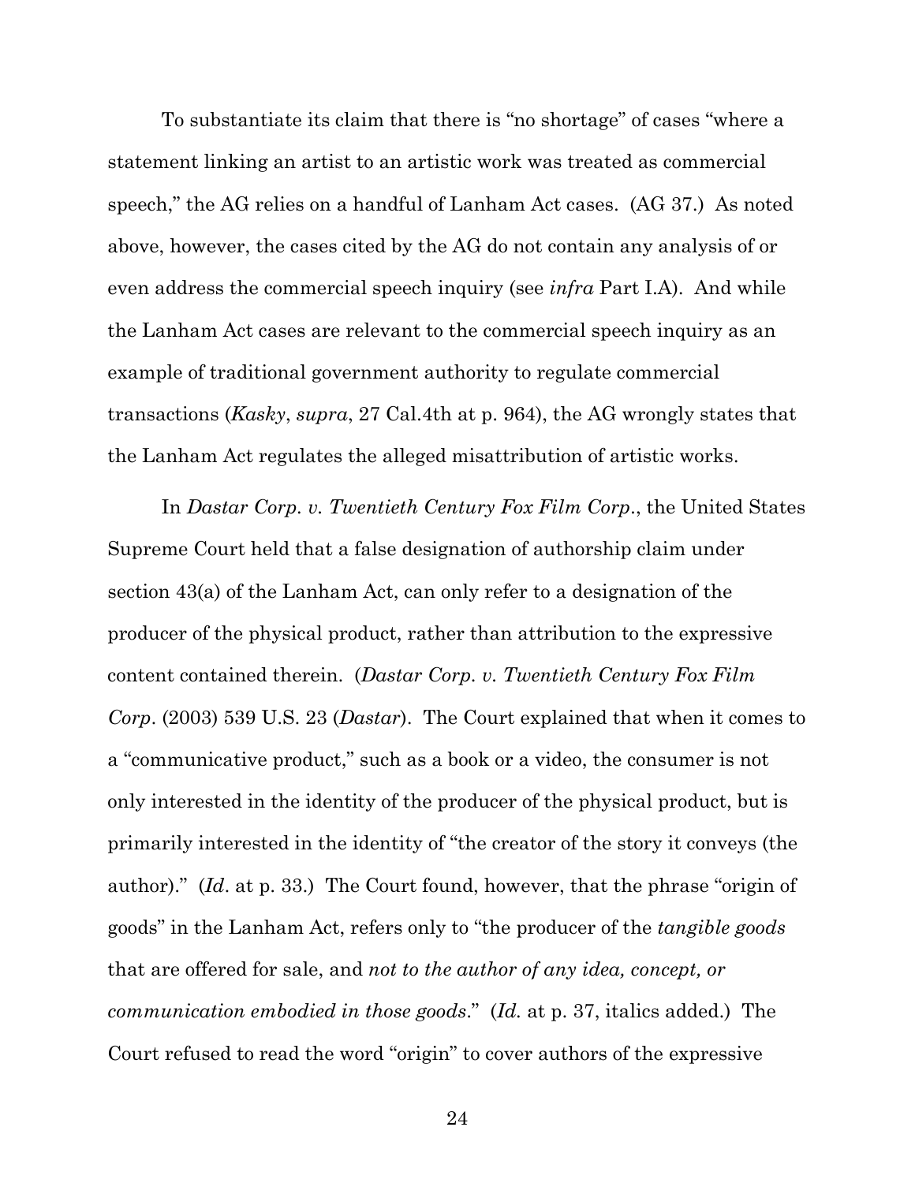To substantiate its claim that there is "no shortage" of cases "where a statement linking an artist to an artistic work was treated as commercial speech," the AG relies on a handful of Lanham Act cases. (AG 37.) As noted above, however, the cases cited by the AG do not contain any analysis of or even address the commercial speech inquiry (see *infra* Part I.A). And while the Lanham Act cases are relevant to the commercial speech inquiry as an example of traditional government authority to regulate commercial transactions (*Kasky*, *supra*, 27 Cal.4th at p. 964), the AG wrongly states that the Lanham Act regulates the alleged misattribution of artistic works.

In *Dastar Corp. v. Twentieth Century Fox Film Corp*., the United States Supreme Court held that a false designation of authorship claim under section 43(a) of the Lanham Act, can only refer to a designation of the producer of the physical product, rather than attribution to the expressive content contained therein. (*Dastar Corp. v. Twentieth Century Fox Film Corp*. (2003) 539 U.S. 23 (*Dastar*). The Court explained that when it comes to a "communicative product," such as a book or a video, the consumer is not only interested in the identity of the producer of the physical product, but is primarily interested in the identity of "the creator of the story it conveys (the author)." (*Id*. at p. 33.) The Court found, however, that the phrase "origin of goods" in the Lanham Act, refers only to "the producer of the *tangible goods* that are offered for sale, and *not to the author of any idea, concept, or communication embodied in those goods*." (*Id.* at p. 37, italics added.) The Court refused to read the word "origin" to cover authors of the expressive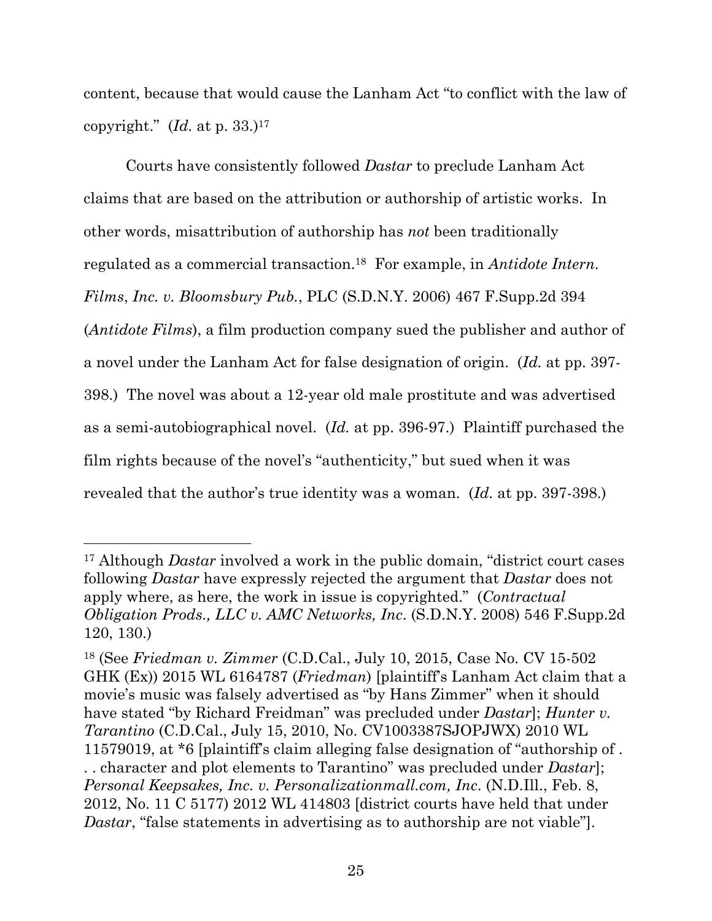content, because that would cause the Lanham Act "to conflict with the law of copyright." (*Id.* at p. 33.)[17]

Courts have consistently followed *Dastar* to preclude Lanham Act claims that are based on the attribution or authorship of artistic works. In other words, misattribution of authorship has *not* been traditionally regulated as a commercial transaction.[18] For example, in *Antidote Intern. Films*, *Inc. v. Bloomsbury Pub.*, PLC (S.D.N.Y. 2006) 467 F.Supp.2d 394 (*Antidote Films*), a film production company sued the publisher and author of a novel under the Lanham Act for false designation of origin. (*Id.* at pp. 397-398.) The novel was about a 12-year old male prostitute and was advertised as a semi-autobiographical novel. (*Id.* at pp. 396-97.) Plaintiff purchased the film rights because of the novel's "authenticity," but sued when it was revealed that the author's true identity was a woman. (*Id.* at pp. 397-398.)

---

[17] Although *Dastar* involved a work in the public domain, "district court cases following *Dastar* have expressly rejected the argument that *Dastar* does not apply where, as here, the work in issue is copyrighted." (*Contractual Obligation Prods., LLC v. AMC Networks, Inc.* (S.D.N.Y. 2008) 546 F.Supp.2d 120, 130.)

[18] (See *Friedman v. Zimmer* (C.D.Cal., July 10, 2015, Case No. CV 15-502 GHK (Ex)) 2015 WL 6164787 (*Friedman*) [plaintiff's Lanham Act claim that a movie's music was falsely advertised as "by Hans Zimmer" when it should have stated "by Richard Freidman" was precluded under *Dastar*]; *Hunter v. Tarantino* (C.D.Cal., July 15, 2010, No. CV1003387SJOPJWX) 2010 WL 11579019, at *6 [plaintiff's claim alleging false designation of "authorship of . . . character and plot elements to Tarantino" was precluded under *Dastar*]; *Personal Keepsakes, Inc. v. Personalizationmall.com, Inc.* (N.D.Ill., Feb. 8, 2012, No. 11 C 5177) 2012 WL 414803 [district courts have held that under *Dastar*, "false statements in advertising as to authorship are not viable"].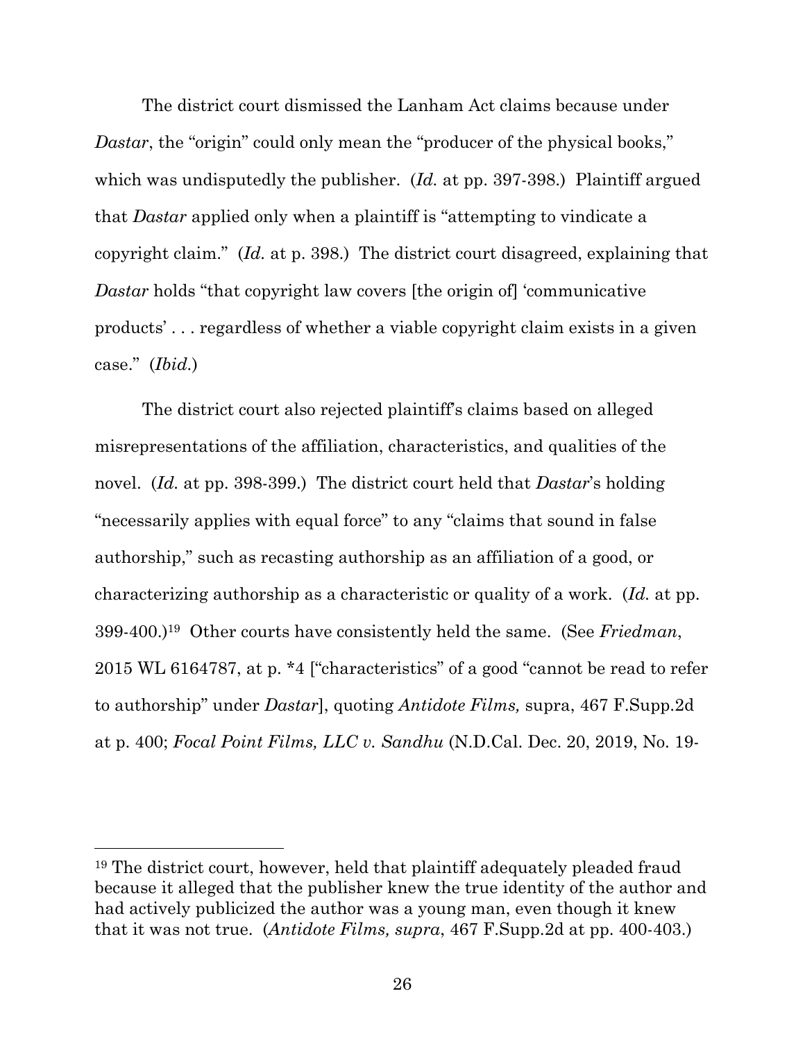The district court dismissed the Lanham Act claims because under *Dastar*, the "origin" could only mean the "producer of the physical books," which was undisputedly the publisher. (*Id.* at pp. 397-398.) Plaintiff argued that *Dastar* applied only when a plaintiff is "attempting to vindicate a copyright claim." (*Id.* at p. 398.) The district court disagreed, explaining that *Dastar* holds "that copyright law covers [the origin of] 'communicative products' . . . regardless of whether a viable copyright claim exists in a given case." (*Ibid.*)

The district court also rejected plaintiff's claims based on alleged misrepresentations of the affiliation, characteristics, and qualities of the novel. (*Id.* at pp. 398-399.) The district court held that *Dastar*'s holding "necessarily applies with equal force" to any "claims that sound in false authorship," such as recasting authorship as an affiliation of a good, or characterizing authorship as a characteristic or quality of a work. (*Id.* at pp. 399-400.)[19] Other courts have consistently held the same. (See *Friedman*, 2015 WL 6164787, at p. *4 ["characteristics" of a good "cannot be read to refer to authorship" under *Dastar*], quoting *Antidote Films,* supra, 467 F.Supp.2d at p. 400; *Focal Point Films, LLC v. Sandhu* (N.D.Cal. Dec. 20, 2019, No. 19-

---

[19] The district court, however, held that plaintiff adequately pleaded fraud because it alleged that the publisher knew the true identity of the author and had actively publicized the author was a young man, even though it knew that it was not true. (*Antidote Films, supra*, 467 F.Supp.2d at pp. 400-403.)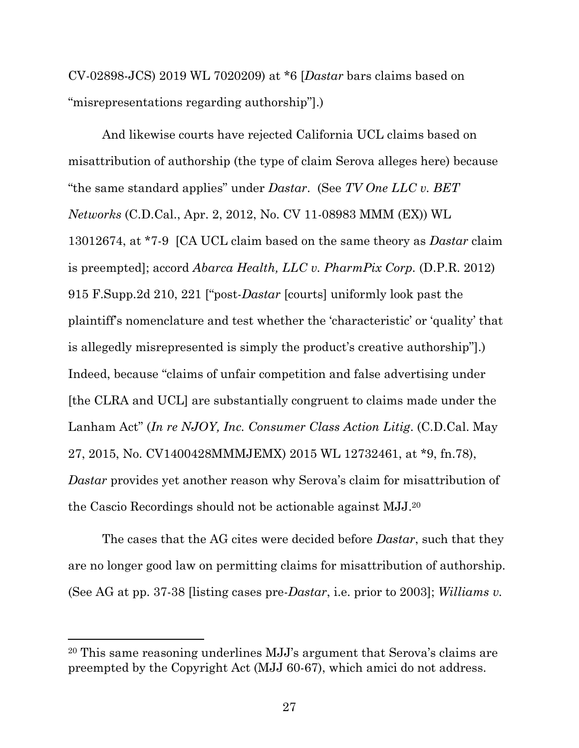CV-02898-JCS) 2019 WL 7020209) at *6 [*Dastar* bars claims based on "misrepresentations regarding authorship"].)

And likewise courts have rejected California UCL claims based on misattribution of authorship (the type of claim Serova alleges here) because "the same standard applies" under *Dastar*. (See *TV One LLC v. BET Networks* (C.D.Cal., Apr. 2, 2012, No. CV 11-08983 MMM (EX)) WL 13012674, at *7-9 [CA UCL claim based on the same theory as *Dastar* claim is preempted]; accord *Abarca Health, LLC v. PharmPix Corp.* (D.P.R. 2012) 915 F.Supp.2d 210, 221 ["post-*Dastar* [courts] uniformly look past the plaintiff's nomenclature and test whether the 'characteristic' or 'quality' that is allegedly misrepresented is simply the product's creative authorship"].) Indeed, because "claims of unfair competition and false advertising under [the CLRA and UCL] are substantially congruent to claims made under the Lanham Act" (*In re NJOY, Inc. Consumer Class Action Litig.* (C.D.Cal. May 27, 2015, No. CV1400428MMMJEMX) 2015 WL 12732461, at *9, fn.78), *Dastar* provides yet another reason why Serova's claim for misattribution of the Cascio Recordings should not be actionable against MJJ.[20]

The cases that the AG cites were decided before *Dastar*, such that they are no longer good law on permitting claims for misattribution of authorship. (See AG at pp. 37-38 [listing cases pre-*Dastar*, i.e. prior to 2003]; *Williams v.*

---

[20] This same reasoning underlines MJJ's argument that Serova's claims are preempted by the Copyright Act (MJJ 60-67), which amici do not address.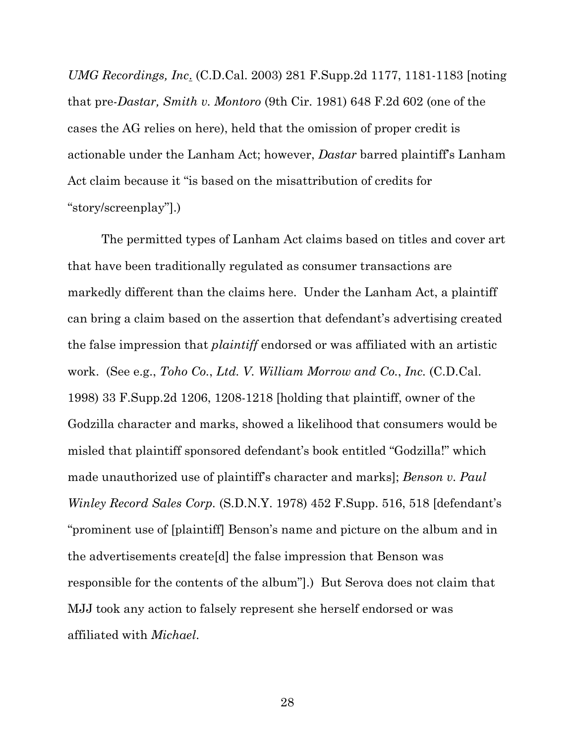*UMG Recordings, Inc*. (C.D.Cal. 2003) 281 F.Supp.2d 1177, 1181-1183 [noting that pre-*Dastar, Smith v. Montoro* (9th Cir. 1981) 648 F.2d 602 (one of the cases the AG relies on here), held that the omission of proper credit is actionable under the Lanham Act; however, *Dastar* barred plaintiff's Lanham Act claim because it "is based on the misattribution of credits for "story/screenplay"].)

The permitted types of Lanham Act claims based on titles and cover art that have been traditionally regulated as consumer transactions are markedly different than the claims here. Under the Lanham Act, a plaintiff can bring a claim based on the assertion that defendant's advertising created the false impression that *plaintiff* endorsed or was affiliated with an artistic work. (See e.g., *Toho Co., Ltd. V. William Morrow and Co., Inc.* (C.D.Cal. 1998) 33 F.Supp.2d 1206, 1208-1218 [holding that plaintiff, owner of the Godzilla character and marks, showed a likelihood that consumers would be misled that plaintiff sponsored defendant's book entitled "Godzilla!" which made unauthorized use of plaintiff's character and marks]; *Benson v. Paul Winley Record Sales Corp.* (S.D.N.Y. 1978) 452 F.Supp. 516, 518 [defendant's "prominent use of [plaintiff] Benson's name and picture on the album and in the advertisements create[d] the false impression that Benson was responsible for the contents of the album"].) But Serova does not claim that MJJ took any action to falsely represent she herself endorsed or was affiliated with *Michael*.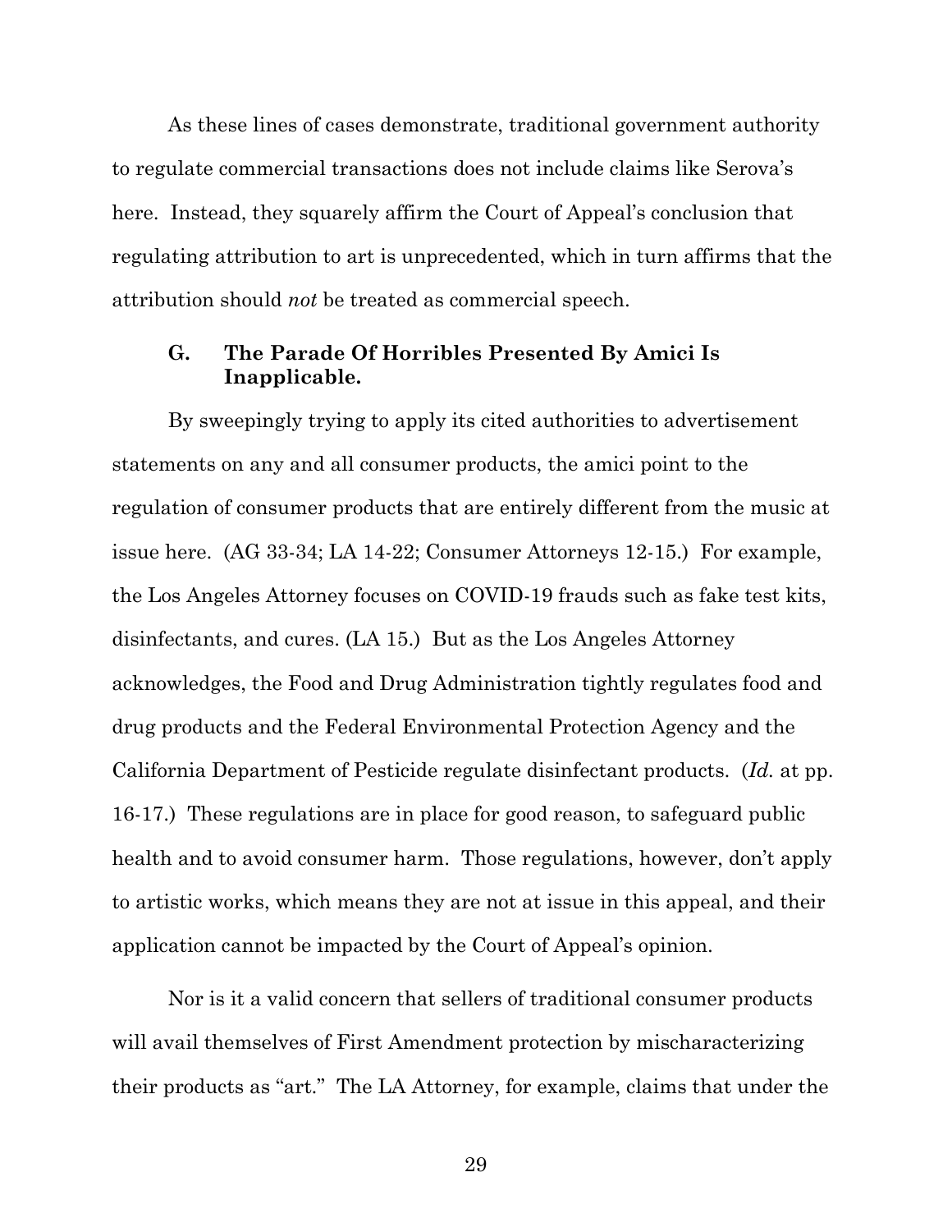As these lines of cases demonstrate, traditional government authority to regulate commercial transactions does not include claims like Serova's here. Instead, they squarely affirm the Court of Appeal's conclusion that regulating attribution to art is unprecedented, which in turn affirms that the attribution should *not* be treated as commercial speech.

### G. The Parade Of Horribles Presented By Amici Is Inapplicable.

By sweepingly trying to apply its cited authorities to advertisement statements on any and all consumer products, the amici point to the regulation of consumer products that are entirely different from the music at issue here. (AG 33-34; LA 14-22; Consumer Attorneys 12-15.) For example, the Los Angeles Attorney focuses on COVID-19 frauds such as fake test kits, disinfectants, and cures. (LA 15.) But as the Los Angeles Attorney acknowledges, the Food and Drug Administration tightly regulates food and drug products and the Federal Environmental Protection Agency and the California Department of Pesticide regulate disinfectant products. (*Id.* at pp. 16-17.) These regulations are in place for good reason, to safeguard public health and to avoid consumer harm. Those regulations, however, don't apply to artistic works, which means they are not at issue in this appeal, and their application cannot be impacted by the Court of Appeal's opinion.

Nor is it a valid concern that sellers of traditional consumer products will avail themselves of First Amendment protection by mischaracterizing their products as "art." The LA Attorney, for example, claims that under the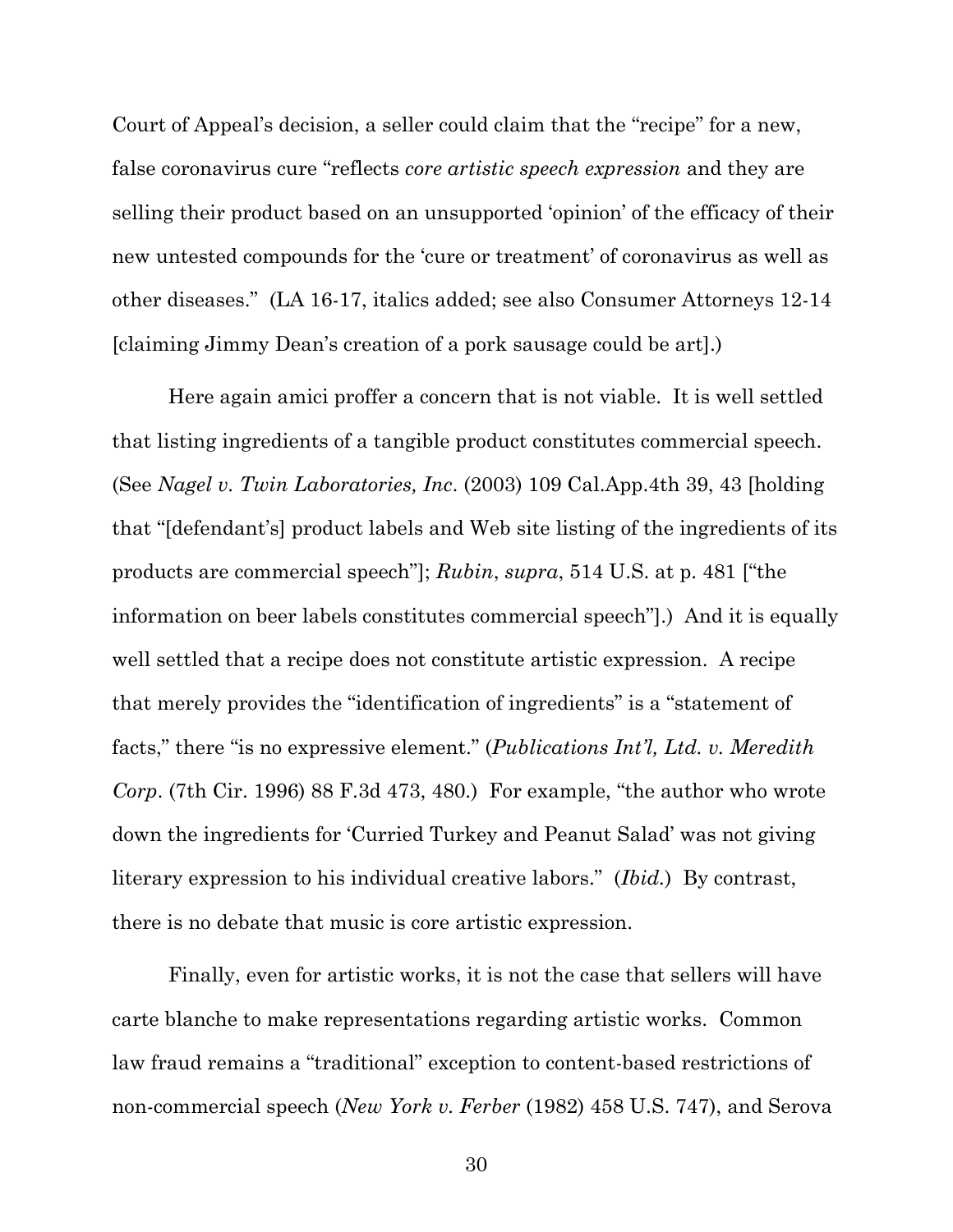Court of Appeal's decision, a seller could claim that the "recipe" for a new, false coronavirus cure "reflects *core artistic speech expression* and they are selling their product based on an unsupported 'opinion' of the efficacy of their new untested compounds for the 'cure or treatment' of coronavirus as well as other diseases." (LA 16-17, italics added; see also Consumer Attorneys 12-14 [claiming Jimmy Dean's creation of a pork sausage could be art].)

Here again amici proffer a concern that is not viable. It is well settled that listing ingredients of a tangible product constitutes commercial speech. (See *Nagel v. Twin Laboratories, Inc*. (2003) 109 Cal.App.4th 39, 43 [holding that "[defendant's] product labels and Web site listing of the ingredients of its products are commercial speech"]; *Rubin*, *supra*, 514 U.S. at p. 481 ["the information on beer labels constitutes commercial speech"].) And it is equally well settled that a recipe does not constitute artistic expression. A recipe that merely provides the "identification of ingredients" is a "statement of facts," there "is no expressive element." (*Publications Int'l, Ltd. v. Meredith Corp*. (7th Cir. 1996) 88 F.3d 473, 480.) For example, "the author who wrote down the ingredients for 'Curried Turkey and Peanut Salad' was not giving literary expression to his individual creative labors." (*Ibid.*) By contrast, there is no debate that music is core artistic expression.

Finally, even for artistic works, it is not the case that sellers will have carte blanche to make representations regarding artistic works. Common law fraud remains a "traditional" exception to content-based restrictions of non-commercial speech (*New York v. Ferber* (1982) 458 U.S. 747), and Serova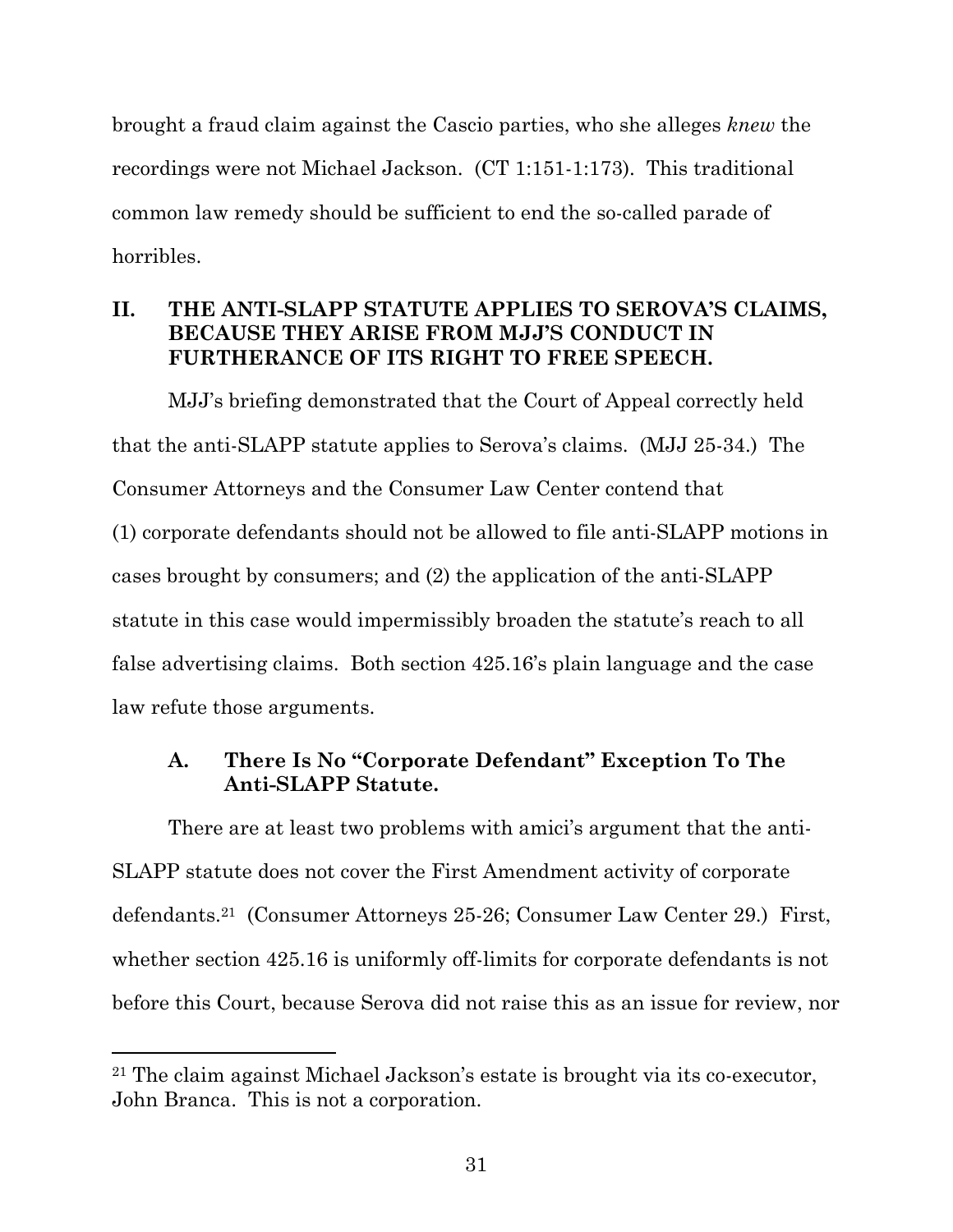brought a fraud claim against the Cascio parties, who she alleges *knew* the recordings were not Michael Jackson. (CT 1:151-1:173). This traditional common law remedy should be sufficient to end the so-called parade of horribles.

## II. THE ANTI-SLAPP STATUTE APPLIES TO SEROVA'S CLAIMS, BECAUSE THEY ARISE FROM MJJ'S CONDUCT IN FURTHERANCE OF ITS RIGHT TO FREE SPEECH.

MJJ's briefing demonstrated that the Court of Appeal correctly held that the anti-SLAPP statute applies to Serova's claims. (MJJ 25-34.) The Consumer Attorneys and the Consumer Law Center contend that (1) corporate defendants should not be allowed to file anti-SLAPP motions in cases brought by consumers; and (2) the application of the anti-SLAPP statute in this case would impermissibly broaden the statute's reach to all false advertising claims. Both section 425.16's plain language and the case law refute those arguments.

### A. There Is No "Corporate Defendant" Exception To The Anti-SLAPP Statute.

There are at least two problems with amici's argument that the anti-SLAPP statute does not cover the First Amendment activity of corporate defendants.[21] (Consumer Attorneys 25-26; Consumer Law Center 29.) First, whether section 425.16 is uniformly off-limits for corporate defendants is not before this Court, because Serova did not raise this as an issue for review, nor

[21] The claim against Michael Jackson's estate is brought via its co-executor, John Branca. This is not a corporation.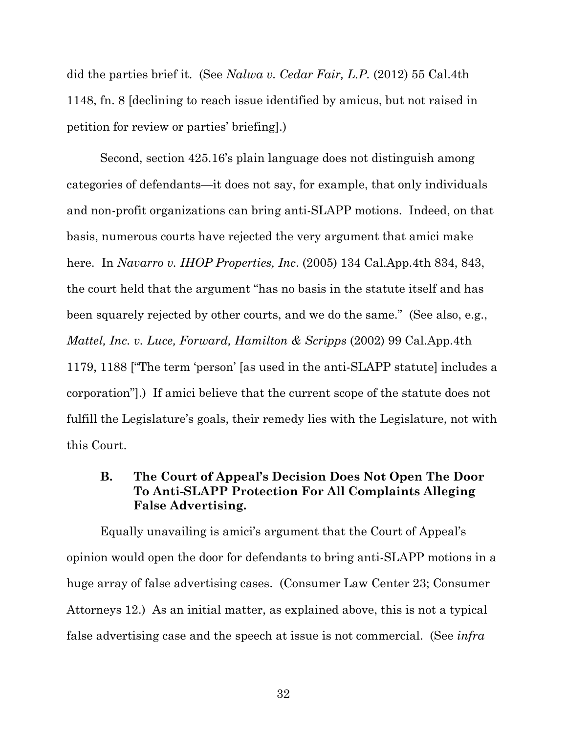did the parties brief it. (See *Nalwa v. Cedar Fair, L.P.* (2012) 55 Cal.4th 1148, fn. 8 [declining to reach issue identified by amicus, but not raised in petition for review or parties' briefing].)

Second, section 425.16's plain language does not distinguish among categories of defendants—it does not say, for example, that only individuals and non-profit organizations can bring anti-SLAPP motions. Indeed, on that basis, numerous courts have rejected the very argument that amici make here. In *Navarro v. IHOP Properties, Inc*. (2005) 134 Cal.App.4th 834, 843, the court held that the argument "has no basis in the statute itself and has been squarely rejected by other courts, and we do the same." (See also, e.g., *Mattel, Inc. v. Luce, Forward, Hamilton & Scripps* (2002) 99 Cal.App.4th 1179, 1188 ["The term 'person' [as used in the anti-SLAPP statute] includes a corporation"].) If amici believe that the current scope of the statute does not fulfill the Legislature's goals, their remedy lies with the Legislature, not with this Court.

### B. The Court of Appeal's Decision Does Not Open The Door To Anti-SLAPP Protection For All Complaints Alleging False Advertising.

Equally unavailing is amici's argument that the Court of Appeal's opinion would open the door for defendants to bring anti-SLAPP motions in a huge array of false advertising cases. (Consumer Law Center 23; Consumer Attorneys 12.) As an initial matter, as explained above, this is not a typical false advertising case and the speech at issue is not commercial. (See *infra*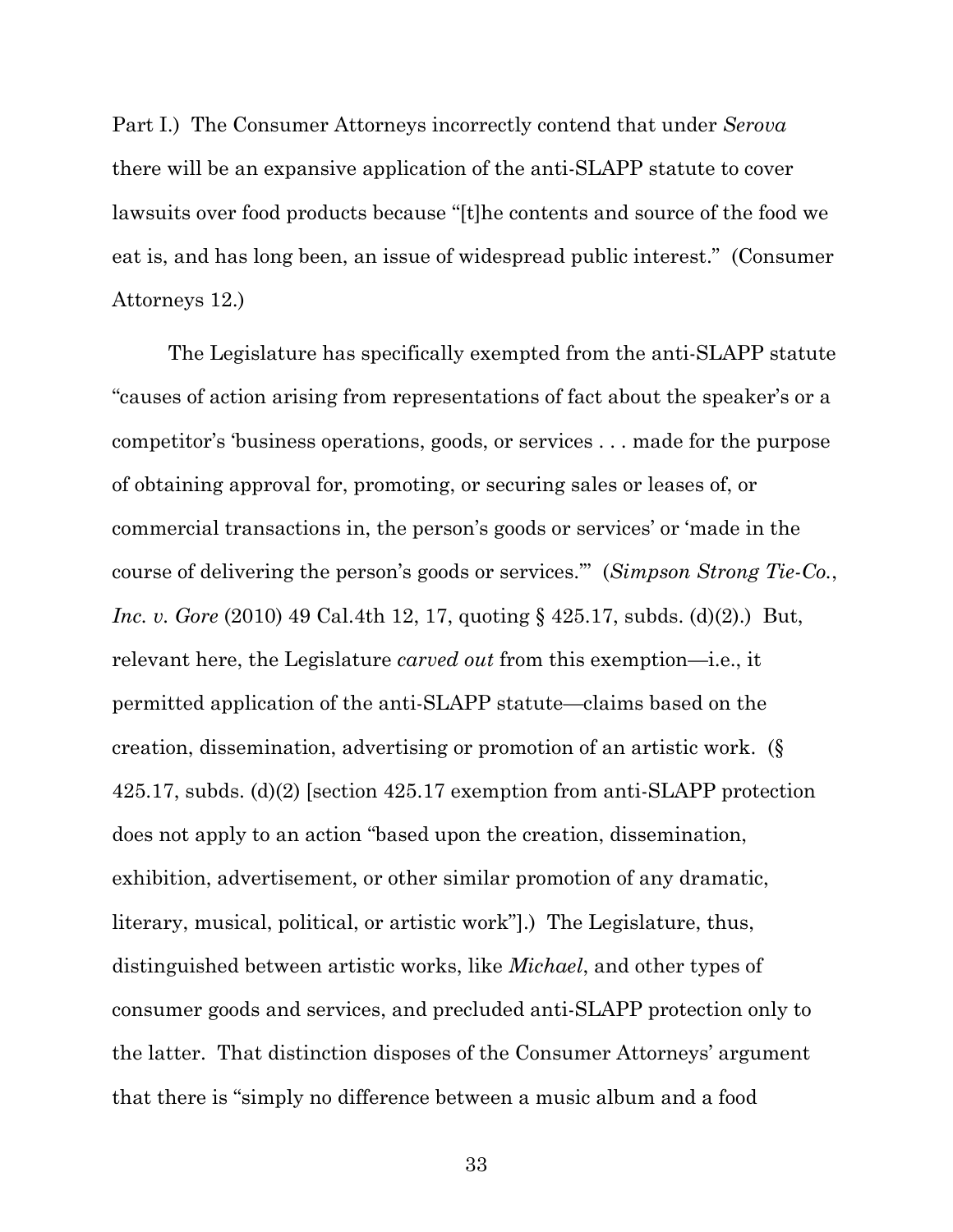Part I.) The Consumer Attorneys incorrectly contend that under *Serova* there will be an expansive application of the anti-SLAPP statute to cover lawsuits over food products because "[t]he contents and source of the food we eat is, and has long been, an issue of widespread public interest." (Consumer Attorneys 12.)

The Legislature has specifically exempted from the anti-SLAPP statute "causes of action arising from representations of fact about the speaker's or a competitor's 'business operations, goods, or services . . . made for the purpose of obtaining approval for, promoting, or securing sales or leases of, or commercial transactions in, the person's goods or services' or 'made in the course of delivering the person's goods or services.'" (*Simpson Strong Tie-Co., Inc. v. Gore* (2010) 49 Cal.4th 12, 17, quoting § 425.17, subds. (d)(2).) But, relevant here, the Legislature *carved out* from this exemption—i.e., it permitted application of the anti-SLAPP statute—claims based on the creation, dissemination, advertising or promotion of an artistic work. (§ 425.17, subds. (d)(2) [section 425.17 exemption from anti-SLAPP protection does not apply to an action "based upon the creation, dissemination, exhibition, advertisement, or other similar promotion of any dramatic, literary, musical, political, or artistic work"].) The Legislature, thus, distinguished between artistic works, like *Michael*, and other types of consumer goods and services, and precluded anti-SLAPP protection only to the latter. That distinction disposes of the Consumer Attorneys' argument that there is "simply no difference between a music album and a food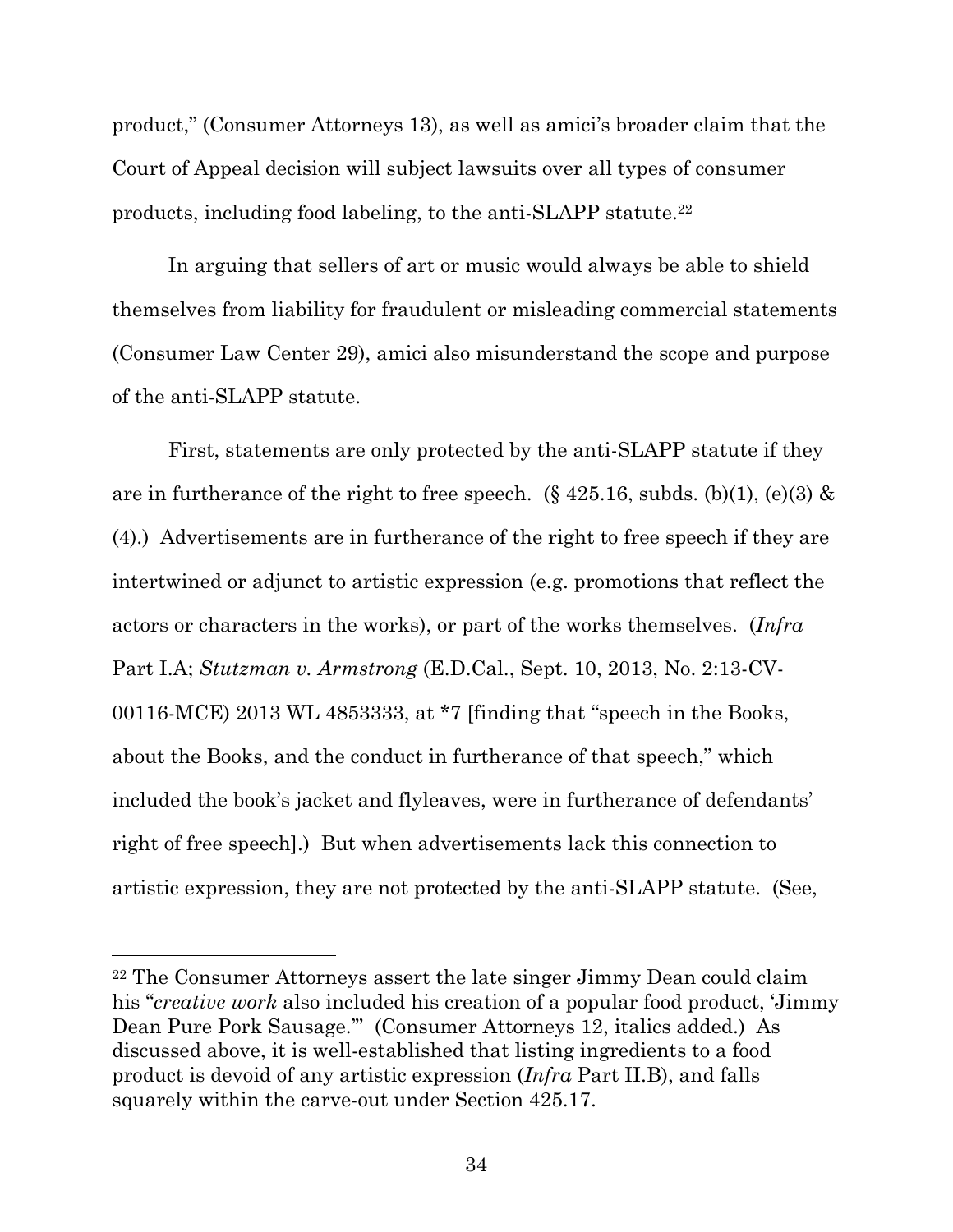product," (Consumer Attorneys 13), as well as amici's broader claim that the Court of Appeal decision will subject lawsuits over all types of consumer products, including food labeling, to the anti-SLAPP statute.[22]

In arguing that sellers of art or music would always be able to shield themselves from liability for fraudulent or misleading commercial statements (Consumer Law Center 29), amici also misunderstand the scope and purpose of the anti-SLAPP statute.

First, statements are only protected by the anti-SLAPP statute if they are in furtherance of the right to free speech. (§ 425.16, subds. (b)(1), (e)(3) & (4).) Advertisements are in furtherance of the right to free speech if they are intertwined or adjunct to artistic expression (e.g. promotions that reflect the actors or characters in the works), or part of the works themselves. (*Infra* Part I.A; *Stutzman v. Armstrong* (E.D.Cal., Sept. 10, 2013, No. 2:13-CV-00116-MCE) 2013 WL 4853333, at *7 [finding that "speech in the Books, about the Books, and the conduct in furtherance of that speech," which included the book's jacket and flyleaves, were in furtherance of defendants' right of free speech].) But when advertisements lack this connection to artistic expression, they are not protected by the anti-SLAPP statute. (See,

---

[22] The Consumer Attorneys assert the late singer Jimmy Dean could claim his "*creative work* also included his creation of a popular food product, 'Jimmy Dean Pure Pork Sausage.'" (Consumer Attorneys 12, italics added.) As discussed above, it is well-established that listing ingredients to a food product is devoid of any artistic expression (*Infra* Part II.B), and falls squarely within the carve-out under Section 425.17.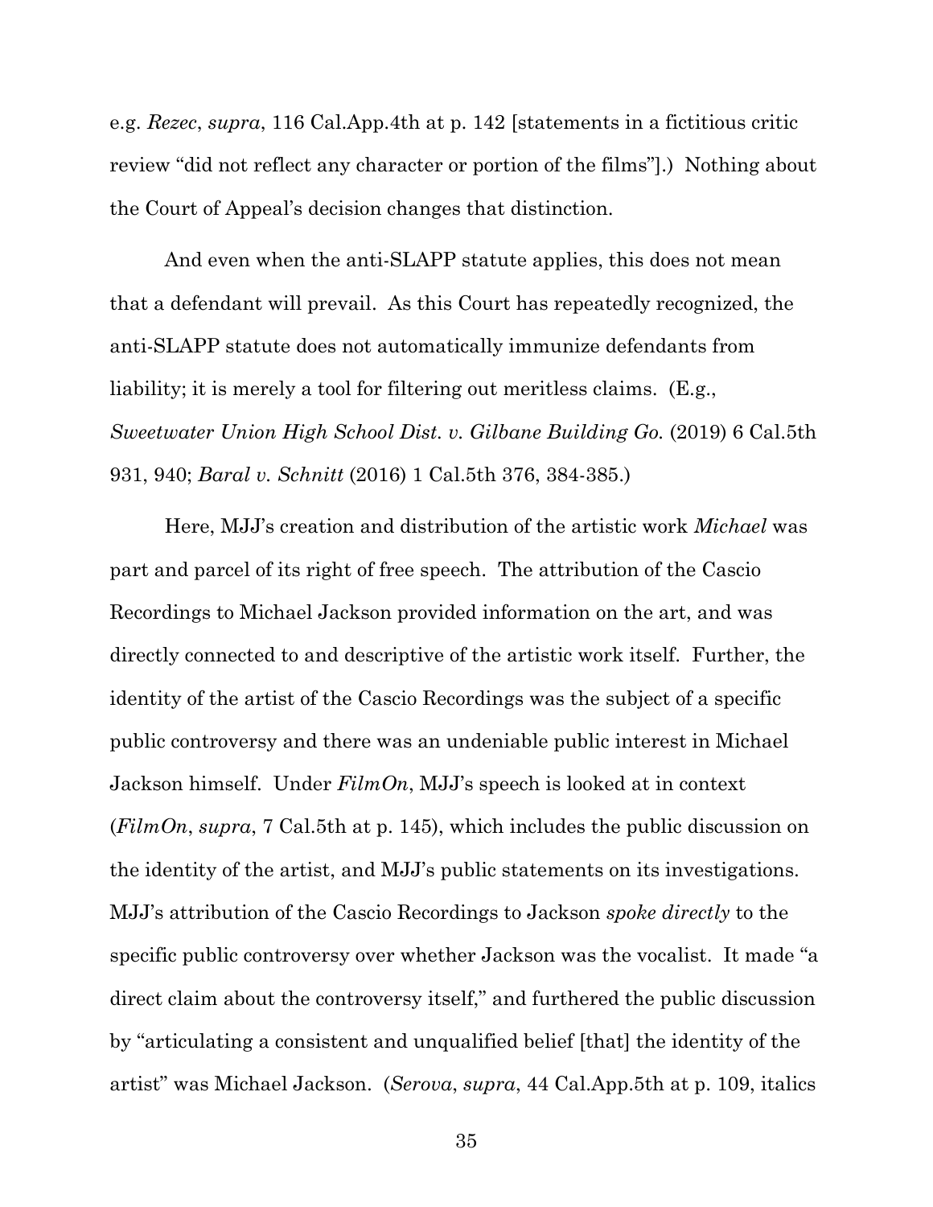e.g. *Rezec*, *supra*, 116 Cal.App.4th at p. 142 [statements in a fictitious critic review "did not reflect any character or portion of the films"].) Nothing about the Court of Appeal's decision changes that distinction.

And even when the anti-SLAPP statute applies, this does not mean that a defendant will prevail. As this Court has repeatedly recognized, the anti-SLAPP statute does not automatically immunize defendants from liability; it is merely a tool for filtering out meritless claims. (E.g., *Sweetwater Union High School Dist. v. Gilbane Building Go.* (2019) 6 Cal.5th 931, 940; *Baral v. Schnitt* (2016) 1 Cal.5th 376, 384-385.)

Here, MJJ's creation and distribution of the artistic work *Michael* was part and parcel of its right of free speech. The attribution of the Cascio Recordings to Michael Jackson provided information on the art, and was directly connected to and descriptive of the artistic work itself. Further, the identity of the artist of the Cascio Recordings was the subject of a specific public controversy and there was an undeniable public interest in Michael Jackson himself. Under *FilmOn*, MJJ's speech is looked at in context (*FilmOn*, *supra*, 7 Cal.5th at p. 145), which includes the public discussion on the identity of the artist, and MJJ's public statements on its investigations. MJJ's attribution of the Cascio Recordings to Jackson *spoke directly* to the specific public controversy over whether Jackson was the vocalist. It made "a direct claim about the controversy itself," and furthered the public discussion by "articulating a consistent and unqualified belief [that] the identity of the artist" was Michael Jackson. (*Serova*, *supra*, 44 Cal.App.5th at p. 109, italics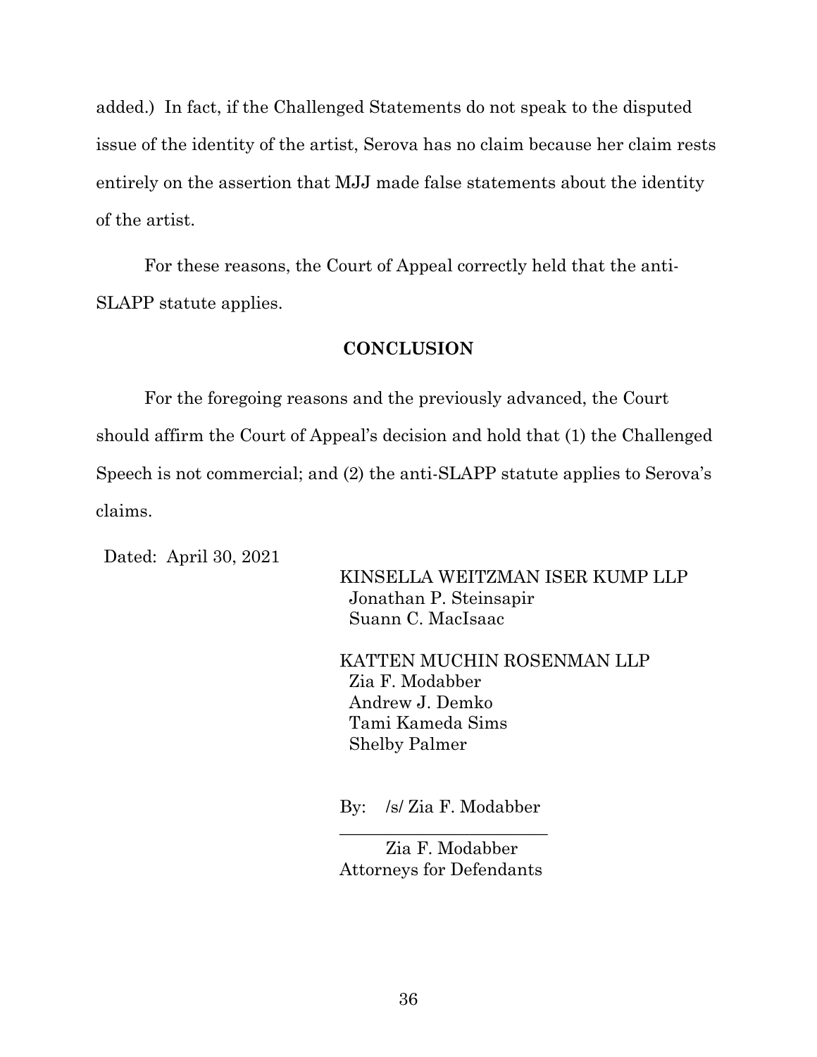added.) In fact, if the Challenged Statements do not speak to the disputed issue of the identity of the artist, Serova has no claim because her claim rests entirely on the assertion that MJJ made false statements about the identity of the artist.

For these reasons, the Court of Appeal correctly held that the anti-SLAPP statute applies.

## CONCLUSION

For the foregoing reasons and the previously advanced, the Court should affirm the Court of Appeal's decision and hold that (1) the Challenged Speech is not commercial; and (2) the anti-SLAPP statute applies to Serova's claims.

Dated: April 30, 2021

KINSELLA WEITZMAN ISER KUMP LLP
Jonathan P. Steinsapir
Suann C. MacIsaac

KATTEN MUCHIN ROSENMAN LLP
Zia F. Modabber
Andrew J. Demko
Tami Kameda Sims
Shelby Palmer

By: /s/ Zia F. Modabber

Zia F. Modabber
Attorneys for Defendants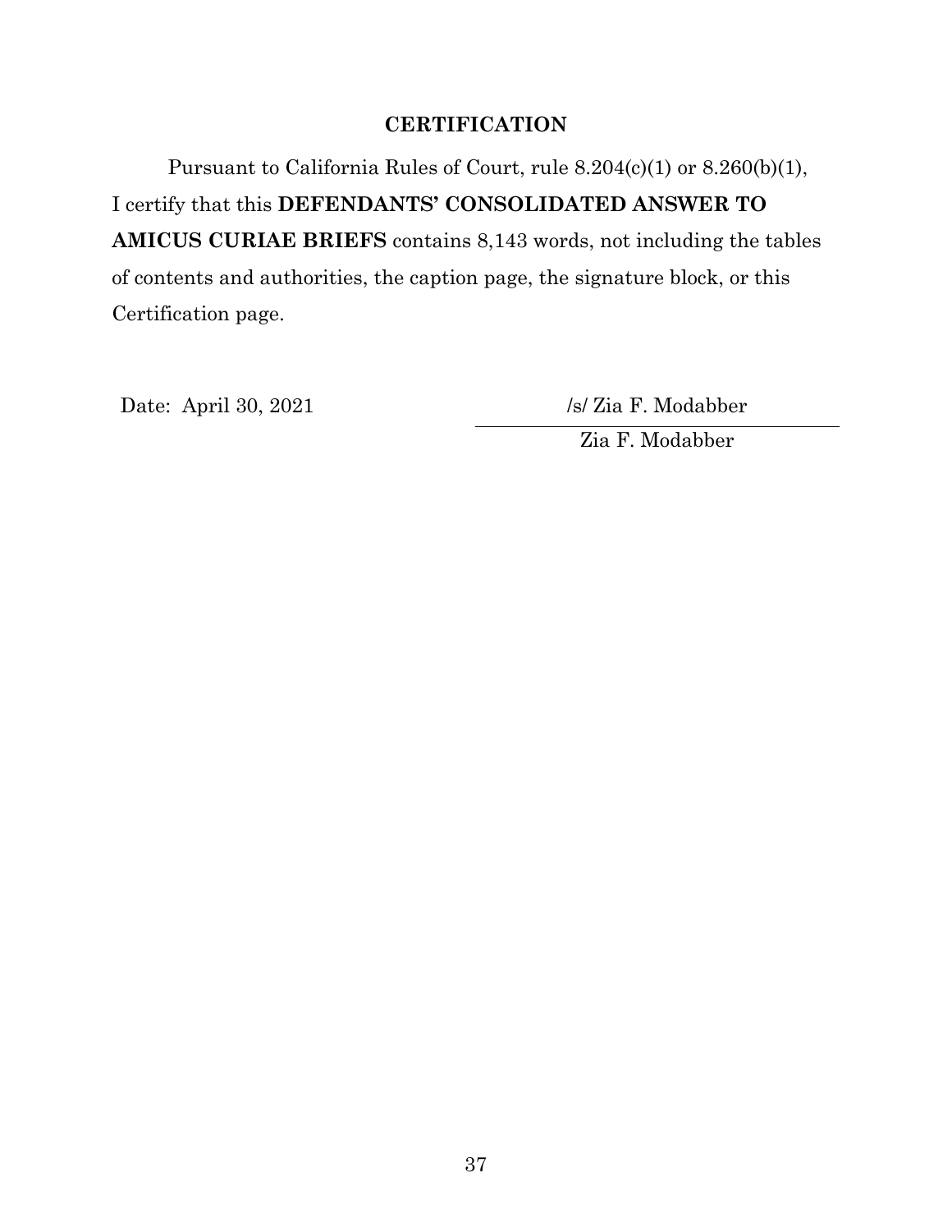## CERTIFICATION

Pursuant to California Rules of Court, rule 8.204(c)(1) or 8.260(b)(1), I certify that this **DEFENDANTS' CONSOLIDATED ANSWER TO AMICUS CURIAE BRIEFS** contains 8,143 words, not including the tables of contents and authorities, the caption page, the signature block, or this Certification page.

Date: April 30, 2021

/s/ Zia F. Modabber

Zia F. Modabber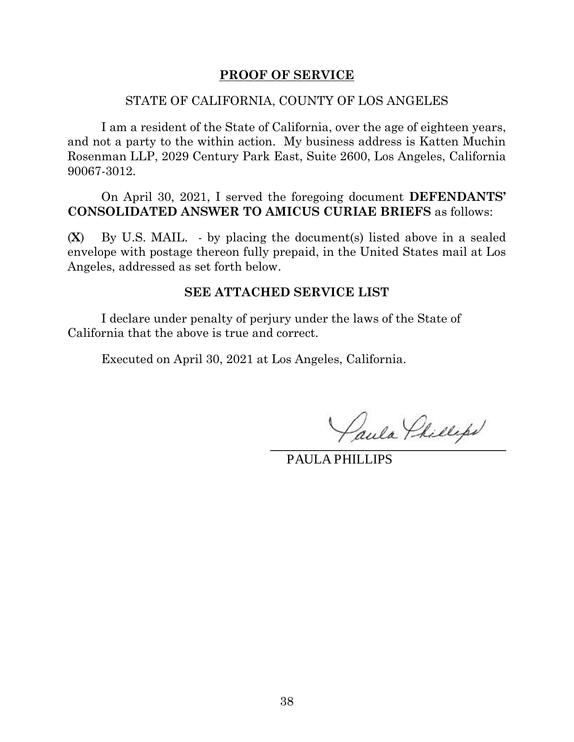# PROOF OF SERVICE

STATE OF CALIFORNIA, COUNTY OF LOS ANGELES

I am a resident of the State of California, over the age of eighteen years, and not a party to the within action. My business address is Katten Muchin Rosenman LLP, 2029 Century Park East, Suite 2600, Los Angeles, California 90067-3012.

On April 30, 2021, I served the foregoing document **DEFENDANTS' CONSOLIDATED ANSWER TO AMICUS CURIAE BRIEFS** as follows:

(**X**) By U.S. MAIL. - by placing the document(s) listed above in a sealed envelope with postage thereon fully prepaid, in the United States mail at Los Angeles, addressed as set forth below.

**SEE ATTACHED SERVICE LIST**

I declare under penalty of perjury under the laws of the State of California that the above is true and correct.

Executed on April 30, 2021 at Los Angeles, California.

Paula Phillips

PAULA PHILLIPS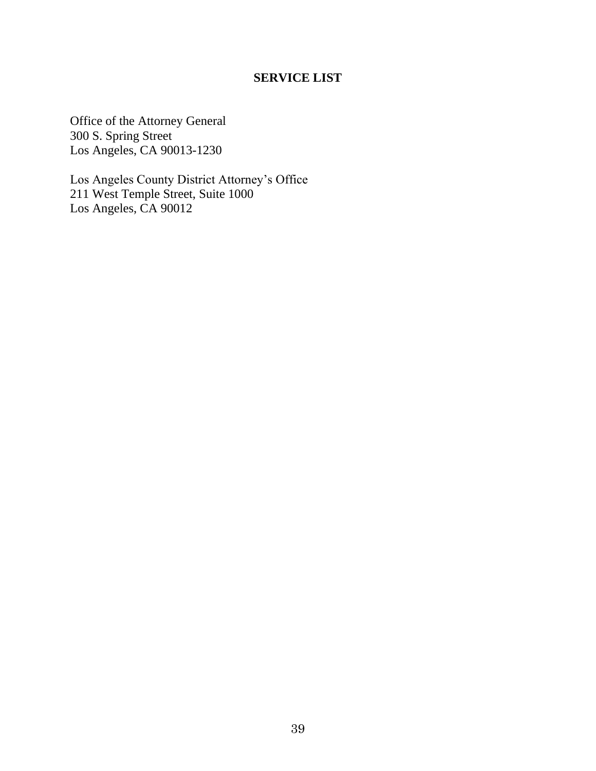## SERVICE LIST

Office of the Attorney General
300 S. Spring Street
Los Angeles, CA 90013-1230

Los Angeles County District Attorney's Office
211 West Temple Street, Suite 1000
Los Angeles, CA 90012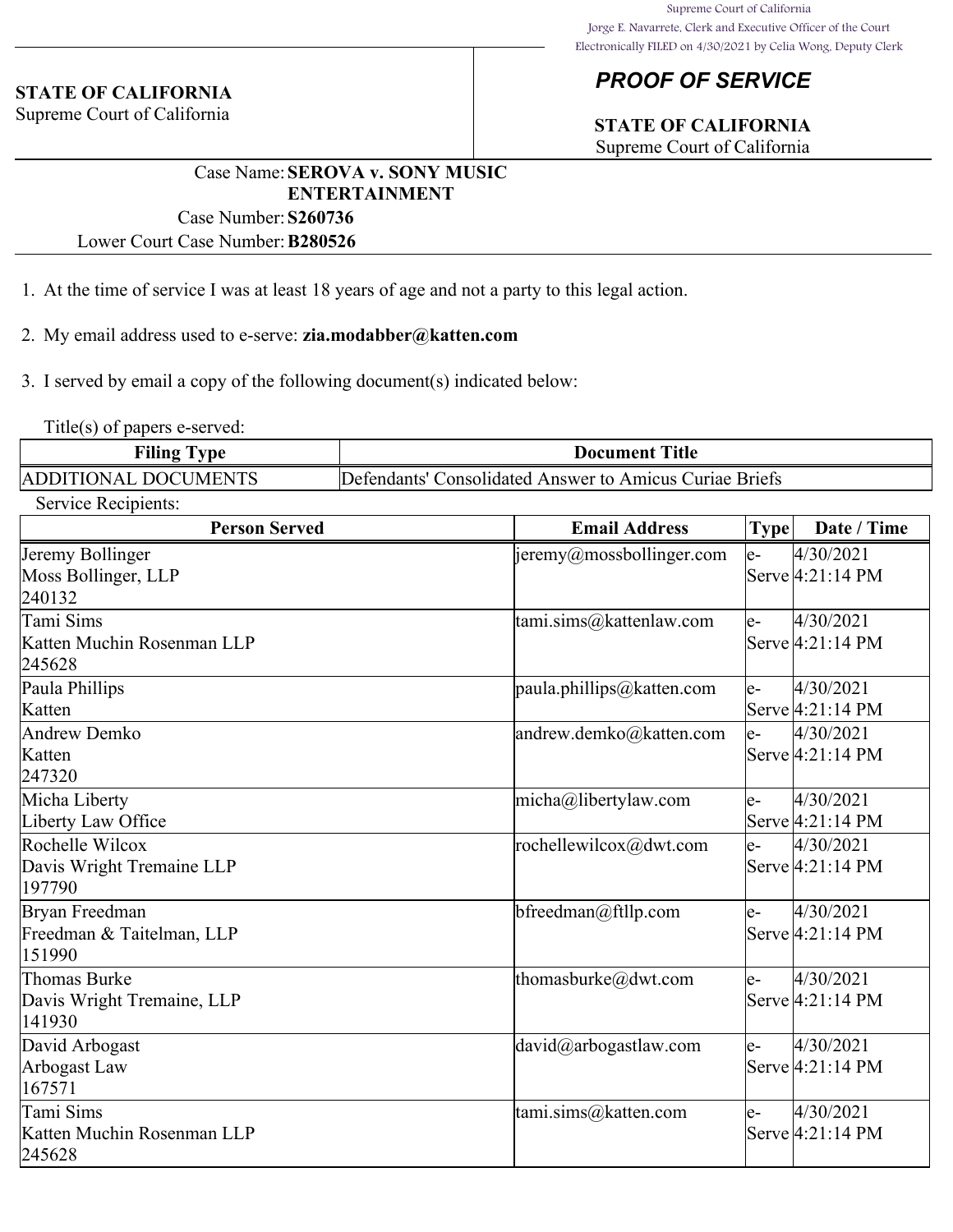Supreme Court of California
Jorge E. Navarrete, Clerk and Executive Officer of the Court
Electronically FILED on 4/30/2021 by Celia Wong, Deputy Clerk

**STATE OF CALIFORNIA**
Supreme Court of California

## *PROOF OF SERVICE*

**STATE OF CALIFORNIA**
Supreme Court of California

Case Name: **SEROVA v. SONY MUSIC ENTERTAINMENT**
Case Number: **S260736**
Lower Court Case Number: **B280526**

1. At the time of service I was at least 18 years of age and not a party to this legal action.

2. My email address used to e-serve: **zia.modabber@katten.com**

3. I served by email a copy of the following document(s) indicated below:

Title(s) of papers e-served:

| Filing Type | Document Title |
|---|---|
| ADDITIONAL DOCUMENTS | Defendants' Consolidated Answer to Amicus Curiae Briefs |

Service Recipients:

| Person Served | Email Address | Type | Date / Time |
|---|---|---|---|
| Jeremy Bollinger<br>Moss Bollinger, LLP<br>240132 | jeremy@mossbollinger.com | e-Serve | 4/30/2021 4:21:14 PM |
| Tami Sims<br>Katten Muchin Rosenman LLP<br>245628 | tami.sims@kattenlaw.com | e-Serve | 4/30/2021 4:21:14 PM |
| Paula Phillips<br>Katten | paula.phillips@katten.com | e-Serve | 4/30/2021 4:21:14 PM |
| Andrew Demko<br>Katten<br>247320 | andrew.demko@katten.com | e-Serve | 4/30/2021 4:21:14 PM |
| Micha Liberty<br>Liberty Law Office | micha@libertylaw.com | e-Serve | 4/30/2021 4:21:14 PM |
| Rochelle Wilcox<br>Davis Wright Tremaine LLP<br>197790 | rochellewilcox@dwt.com | e-Serve | 4/30/2021 4:21:14 PM |
| Bryan Freedman<br>Freedman & Taitelman, LLP<br>151990 | bfreedman@ftllp.com | e-Serve | 4/30/2021 4:21:14 PM |
| Thomas Burke<br>Davis Wright Tremaine, LLP<br>141930 | thomasburke@dwt.com | e-Serve | 4/30/2021 4:21:14 PM |
| David Arbogast<br>Arbogast Law<br>167571 | david@arbogastlaw.com | e-Serve | 4/30/2021 4:21:14 PM |
| Tami Sims<br>Katten Muchin Rosenman LLP<br>245628 | tami.sims@katten.com | e-Serve | 4/30/2021 4:21:14 PM |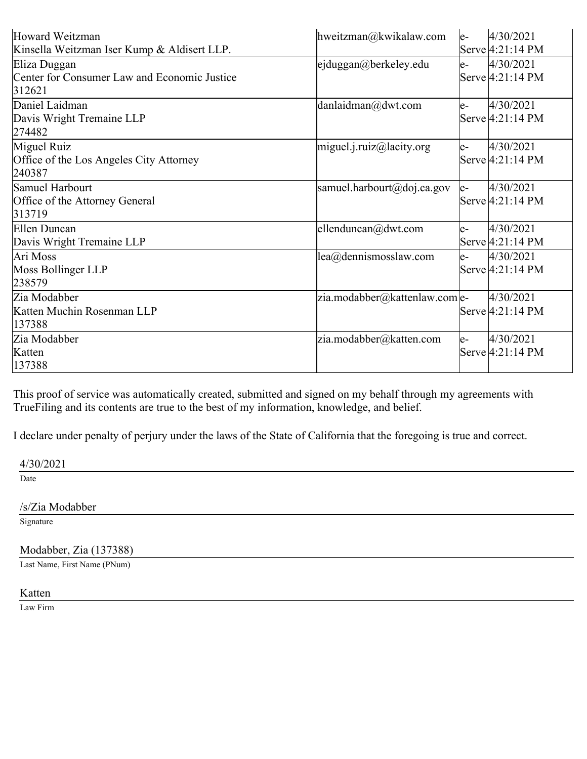| | | | |
|---|---|---|---|
| Howard Weitzman<br>Kinsella Weitzman Iser Kump & Aldisert LLP. | hweitzman@kwikalaw.com | e-Serve | 4/30/2021 4:21:14 PM |
| Eliza Duggan<br>Center for Consumer Law and Economic Justice<br>312621 | ejduggan@berkeley.edu | e-Serve | 4/30/2021 4:21:14 PM |
| Daniel Laidman<br>Davis Wright Tremaine LLP<br>274482 | danlaidman@dwt.com | e-Serve | 4/30/2021 4:21:14 PM |
| Miguel Ruiz<br>Office of the Los Angeles City Attorney<br>240387 | miguel.j.ruiz@lacity.org | e-Serve | 4/30/2021 4:21:14 PM |
| Samuel Harbourt<br>Office of the Attorney General<br>313719 | samuel.harbourt@doj.ca.gov | e-Serve | 4/30/2021 4:21:14 PM |
| Ellen Duncan<br>Davis Wright Tremaine LLP | ellenduncan@dwt.com | e-Serve | 4/30/2021 4:21:14 PM |
| Ari Moss<br>Moss Bollinger LLP<br>238579 | lea@dennismosslaw.com | e-Serve | 4/30/2021 4:21:14 PM |
| Zia Modabber<br>Katten Muchin Rosenman LLP<br>137388 | zia.modabber@kattenlaw.com | e-Serve | 4/30/2021 4:21:14 PM |
| Zia Modabber<br>Katten<br>137388 | zia.modabber@katten.com | e-Serve | 4/30/2021 4:21:14 PM |

This proof of service was automatically created, submitted and signed on my behalf through my agreements with TrueFiling and its contents are true to the best of my information, knowledge, and belief.

I declare under penalty of perjury under the laws of the State of California that the foregoing is true and correct.

4/30/2021
Date

/s/Zia Modabber
Signature

Modabber, Zia (137388)
Last Name, First Name (PNum)

Katten
Law Firm